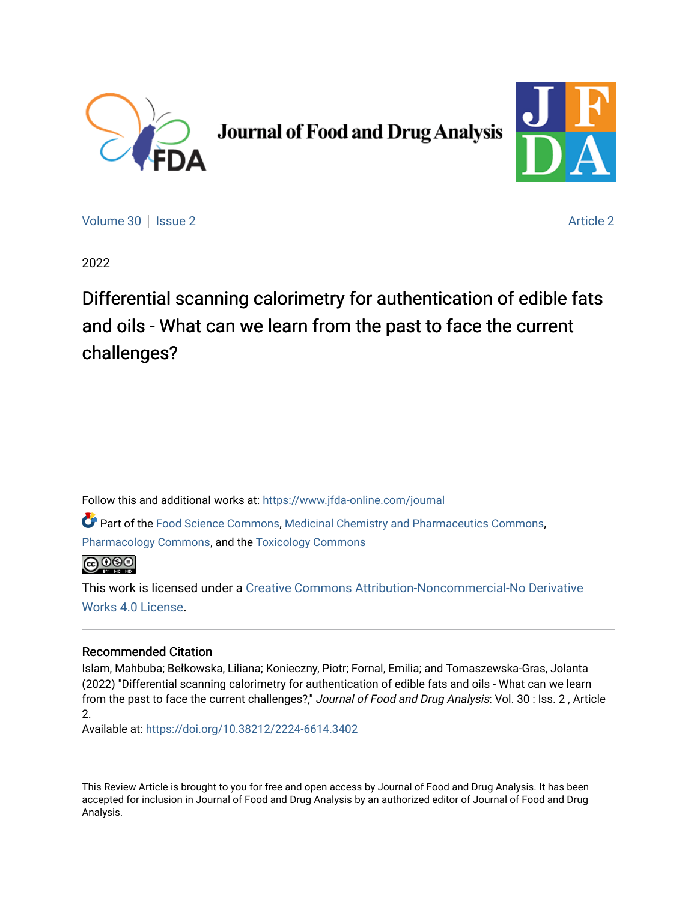# Journal of Food and Drug Analysis

Volume 30 | Issue 2 | Article 2

2022

## Differential scanning calorimetry for authentication of edible fats and oils - What can we learn from the past to face the current challenges?

Follow this and additional works at: https://www.jfda-online.com/journal

Part of the Food Science Commons, Medicinal Chemistry and Pharmaceutics Commons, Pharmacology Commons, and the Toxicology Commons

This work is licensed under a Creative Commons Attribution-Noncommercial-No Derivative Works 4.0 License.

### Recommended Citation

Islam, Mahbuba; Bełkowska, Liliana; Konieczny, Piotr; Fornal, Emilia; and Tomaszewska-Gras, Jolanta (2022) "Differential scanning calorimetry for authentication of edible fats and oils - What can we learn from the past to face the current challenges?," *Journal of Food and Drug Analysis*: Vol. 30 : Iss. 2 , Article 2.

Available at: https://doi.org/10.38212/2224-6614.3402

This Review Article is brought to you for free and open access by Journal of Food and Drug Analysis. It has been accepted for inclusion in Journal of Food and Drug Analysis by an authorized editor of Journal of Food and Drug Analysis.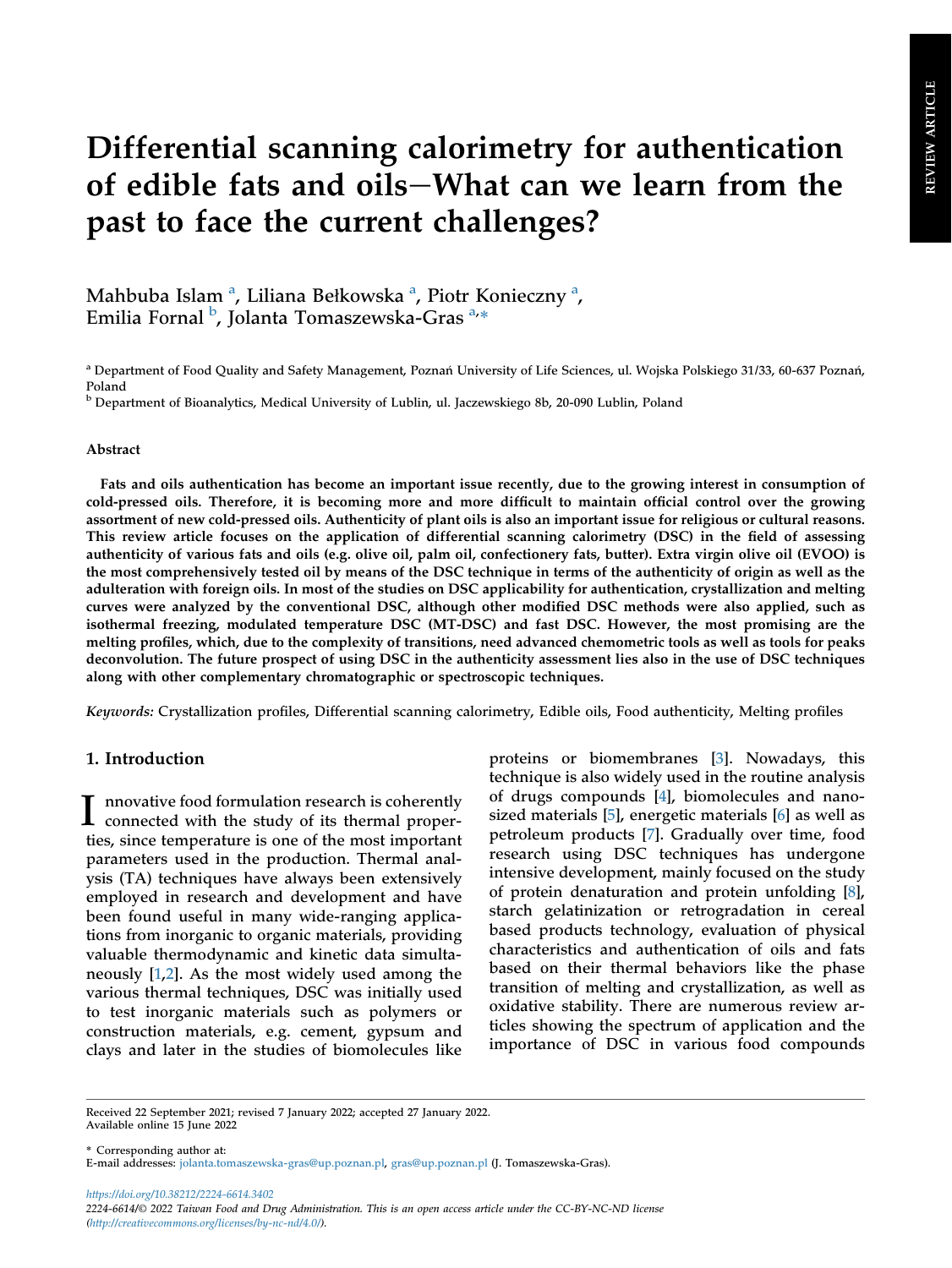# Differential scanning calorimetry for authentication of edible fats and oils—What can we learn from the past to face the current challenges?

Mahbuba Islam [a], Liliana Bełkowska [a], Piotr Konieczny [a], Emilia Fornal [b], Jolanta Tomaszewska-Gras [a,*]

[a] Department of Food Quality and Safety Management, Poznań University of Life Sciences, ul. Wojska Polskiego 31/33, 60-637 Poznań, Poland

[b] Department of Bioanalytics, Medical University of Lublin, ul. Jaczewskiego 8b, 20-090 Lublin, Poland

### Abstract

**Fats and oils authentication has become an important issue recently, due to the growing interest in consumption of cold-pressed oils. Therefore, it is becoming more and more difficult to maintain official control over the growing assortment of new cold-pressed oils. Authenticity of plant oils is also an important issue for religious or cultural reasons. This review article focuses on the application of differential scanning calorimetry (DSC) in the field of assessing authenticity of various fats and oils (e.g. olive oil, palm oil, confectionery fats, butter). Extra virgin olive oil (EVOO) is the most comprehensively tested oil by means of the DSC technique in terms of the authenticity of origin as well as the adulteration with foreign oils. In most of the studies on DSC applicability for authentication, crystallization and melting curves were analyzed by the conventional DSC, although other modified DSC methods were also applied, such as isothermal freezing, modulated temperature DSC (MT-DSC) and fast DSC. However, the most promising are the melting profiles, which, due to the complexity of transitions, need advanced chemometric tools as well as tools for peaks deconvolution. The future prospect of using DSC in the authenticity assessment lies also in the use of DSC techniques along with other complementary chromatographic or spectroscopic techniques.**

*Keywords:* Crystallization profiles, Differential scanning calorimetry, Edible oils, Food authenticity, Melting profiles

## 1. Introduction

Innovative food formulation research is coherently connected with the study of its thermal properties, since temperature is one of the most important parameters used in the production. Thermal analysis (TA) techniques have always been extensively employed in research and development and have been found useful in many wide-ranging applications from inorganic to organic materials, providing valuable thermodynamic and kinetic data simultaneously [1,2]. As the most widely used among the various thermal techniques, DSC was initially used to test inorganic materials such as polymers or construction materials, e.g. cement, gypsum and clays and later in the studies of biomolecules like proteins or biomembranes [3]. Nowadays, this technique is also widely used in the routine analysis of drugs compounds [4], biomolecules and nano-sized materials [5], energetic materials [6] as well as petroleum products [7]. Gradually over time, food research using DSC techniques has undergone intensive development, mainly focused on the study of protein denaturation and protein unfolding [8], starch gelatinization or retrogradation in cereal based products technology, evaluation of physical characteristics and authentication of oils and fats based on their thermal behaviors like the phase transition of melting and crystallization, as well as oxidative stability. There are numerous review articles showing the spectrum of application and the importance of DSC in various food compounds

Received 22 September 2021; revised 7 January 2022; accepted 27 January 2022.
Available online 15 June 2022

\* Corresponding author at:
E-mail addresses: jolanta.tomaszewska-gras@up.poznan.pl, gras@up.poznan.pl (J. Tomaszewska-Gras).

https://doi.org/10.38212/2224-6614.3402
2224-6614/© 2022 Taiwan Food and Drug Administration. This is an open access article under the CC-BY-NC-ND license (http://creativecommons.org/licenses/by-nc-nd/4.0/).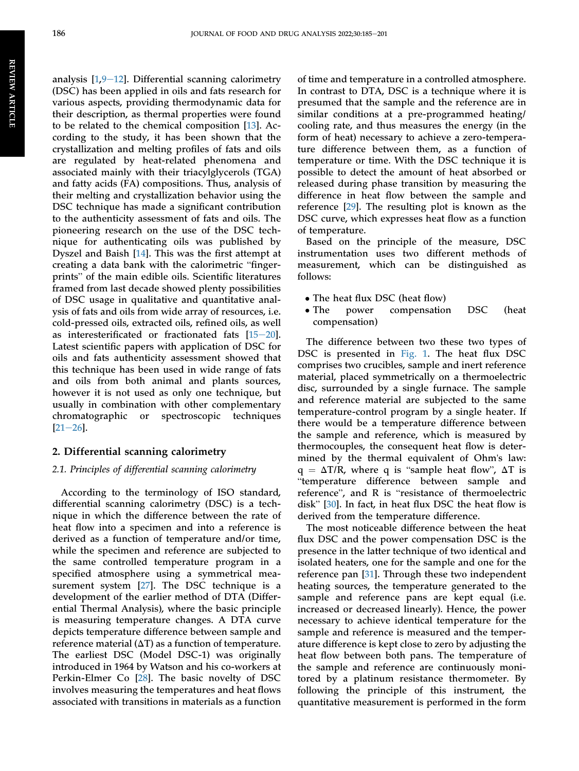analysis [1,9–12]. Differential scanning calorimetry (DSC) has been applied in oils and fats research for various aspects, providing thermodynamic data for their description, as thermal properties were found to be related to the chemical composition [13]. According to the study, it has been shown that the crystallization and melting profiles of fats and oils are regulated by heat-related phenomena and associated mainly with their triacylglycerols (TGA) and fatty acids (FA) compositions. Thus, analysis of their melting and crystallization behavior using the DSC technique has made a significant contribution to the authenticity assessment of fats and oils. The pioneering research on the use of the DSC technique for authenticating oils was published by Dyszel and Baish [14]. This was the first attempt at creating a data bank with the calorimetric "fingerprints" of the main edible oils. Scientific literatures framed from last decade showed plenty possibilities of DSC usage in qualitative and quantitative analysis of fats and oils from wide array of resources, i.e. cold-pressed oils, extracted oils, refined oils, as well as interesterificated or fractionated fats [15–20]. Latest scientific papers with application of DSC for oils and fats authenticity assessment showed that this technique has been used in wide range of fats and oils from both animal and plants sources, however it is not used as only one technique, but usually in combination with other complementary chromatographic or spectroscopic techniques [21–26].

## 2. Differential scanning calorimetry

### 2.1. Principles of differential scanning calorimetry

According to the terminology of ISO standard, differential scanning calorimetry (DSC) is a technique in which the difference between the rate of heat flow into a specimen and into a reference is derived as a function of temperature and/or time, while the specimen and reference are subjected to the same controlled temperature program in a specified atmosphere using a symmetrical measurement system [27]. The DSC technique is a development of the earlier method of DTA (Differential Thermal Analysis), where the basic principle is measuring temperature changes. A DTA curve depicts temperature difference between sample and reference material ($\Delta T$) as a function of temperature. The earliest DSC (Model DSC-1) was originally introduced in 1964 by Watson and his co-workers at Perkin-Elmer Co [28]. The basic novelty of DSC involves measuring the temperatures and heat flows associated with transitions in materials as a function of time and temperature in a controlled atmosphere. In contrast to DTA, DSC is a technique where it is presumed that the sample and the reference are in similar conditions at a pre-programmed heating/cooling rate, and thus measures the energy (in the form of heat) necessary to achieve a zero-temperature difference between them, as a function of temperature or time. With the DSC technique it is possible to detect the amount of heat absorbed or released during phase transition by measuring the difference in heat flow between the sample and reference [29]. The resulting plot is known as the DSC curve, which expresses heat flow as a function of temperature.

Based on the principle of the measure, DSC instrumentation uses two different methods of measurement, which can be distinguished as follows:

- The heat flux DSC (heat flow)
- The power compensation DSC (heat compensation)

The difference between two these two types of DSC is presented in Fig. 1. The heat flux DSC comprises two crucibles, sample and inert reference material, placed symmetrically on a thermoelectric disc, surrounded by a single furnace. The sample and reference material are subjected to the same temperature-control program by a single heater. If there would be a temperature difference between the sample and reference, which is measured by thermocouples, the consequent heat flow is determined by the thermal equivalent of Ohm's law: $q = \Delta T/R$, where q is "sample heat flow", $\Delta T$ is "temperature difference between sample and reference", and R is "resistance of thermoelectric disk" [30]. In fact, in heat flux DSC the heat flow is derived from the temperature difference.

The most noticeable difference between the heat flux DSC and the power compensation DSC is the presence in the latter technique of two identical and isolated heaters, one for the sample and one for the reference pan [31]. Through these two independent heating sources, the temperature generated to the sample and reference pans are kept equal (i.e. increased or decreased linearly). Hence, the power necessary to achieve identical temperature for the sample and reference is measured and the temperature difference is kept close to zero by adjusting the heat flow between both pans. The temperature of the sample and reference are continuously monitored by a platinum resistance thermometer. By following the principle of this instrument, the quantitative measurement is performed in the form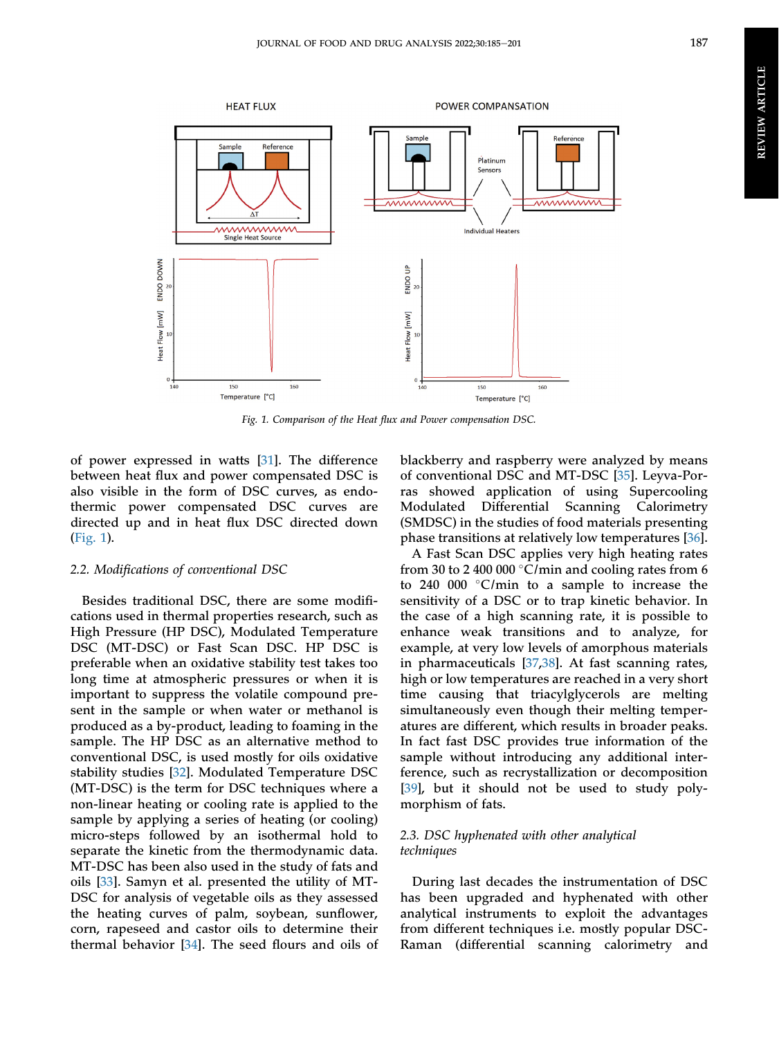Fig. 1. Comparison of the Heat flux and Power compensation DSC.

of power expressed in watts [31]. The difference between heat flux and power compensated DSC is also visible in the form of DSC curves, as endothermic power compensated DSC curves are directed up and in heat flux DSC directed down (Fig. 1).

### 2.2. Modifications of conventional DSC

Besides traditional DSC, there are some modifications used in thermal properties research, such as High Pressure (HP DSC), Modulated Temperature DSC (MT-DSC) or Fast Scan DSC. HP DSC is preferable when an oxidative stability test takes too long time at atmospheric pressures or when it is important to suppress the volatile compound present in the sample or when water or methanol is produced as a by-product, leading to foaming in the sample. The HP DSC as an alternative method to conventional DSC, is used mostly for oils oxidative stability studies [32]. Modulated Temperature DSC (MT-DSC) is the term for DSC techniques where a non-linear heating or cooling rate is applied to the sample by applying a series of heating (or cooling) micro-steps followed by an isothermal hold to separate the kinetic from the thermodynamic data. MT-DSC has been also used in the study of fats and oils [33]. Samyn et al. presented the utility of MT-DSC for analysis of vegetable oils as they assessed the heating curves of palm, soybean, sunflower, corn, rapeseed and castor oils to determine their thermal behavior [34]. The seed flours and oils of blackberry and raspberry were analyzed by means of conventional DSC and MT-DSC [35]. Leyva-Porras showed application of using Supercooling Modulated Differential Scanning Calorimetry (SMDSC) in the studies of food materials presenting phase transitions at relatively low temperatures [36].

A Fast Scan DSC applies very high heating rates from 30 to 2 400 000 °C/min and cooling rates from 6 to 240 000 °C/min to increase the sensitivity of a DSC or to trap kinetic behavior. In the case of a high scanning rate, it is possible to enhance weak transitions and to analyze, for example, at very low levels of amorphous materials in pharmaceuticals [37,38]. At fast scanning rates, high or low temperatures are reached in a very short time causing that triacylglycerols are melting simultaneously even though their melting temperatures are different, which results in broader peaks. In fact fast DSC provides true information of the sample without introducing any additional interference, such as recrystallization or decomposition [39], but it should not be used to study polymorphism of fats.

### 2.3. DSC hyphenated with other analytical techniques

During last decades the instrumentation of DSC has been upgraded and hyphenated with other analytical instruments to exploit the advantages from different techniques i.e. mostly popular DSC-Raman (differential scanning calorimetry and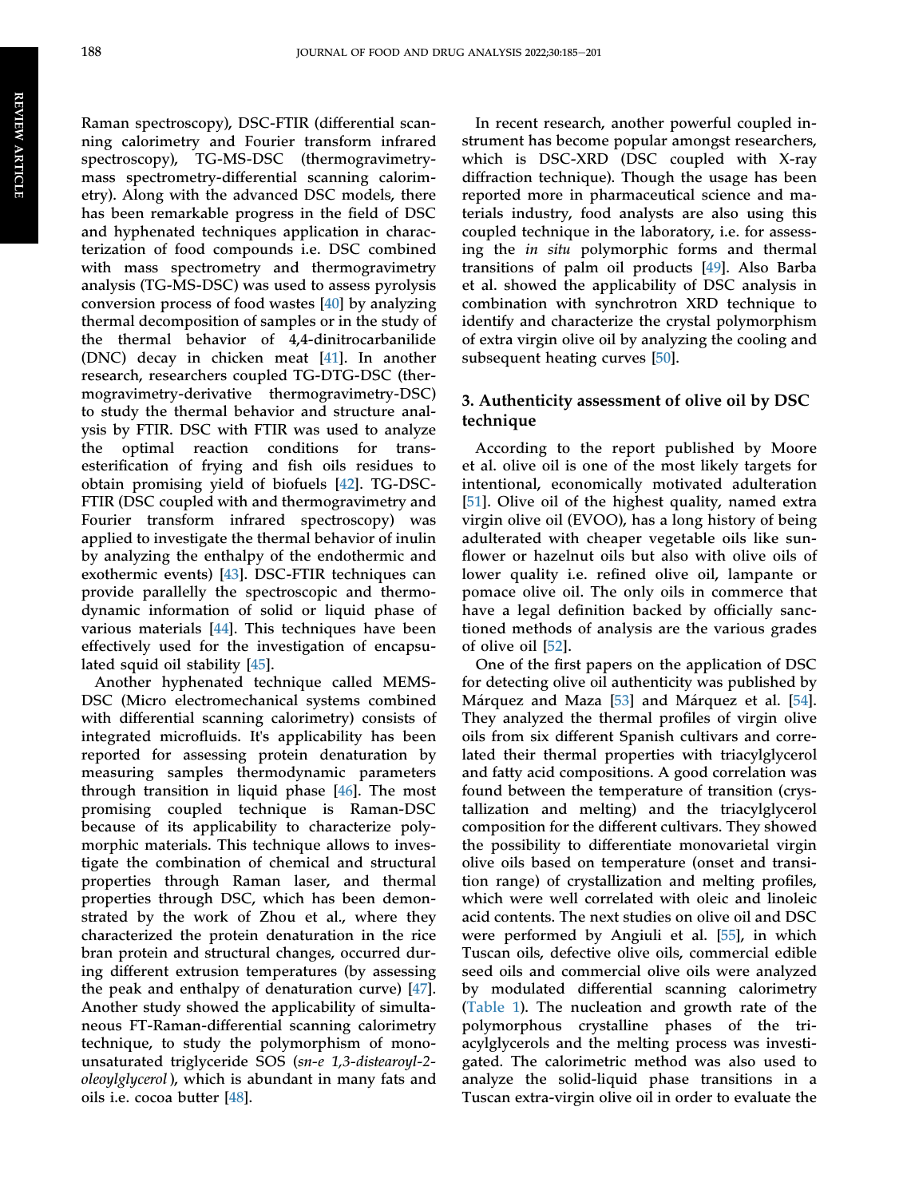Raman spectroscopy), DSC-FTIR (differential scanning calorimetry and Fourier transform infrared spectroscopy), TG-MS-DSC (thermogravimetry-mass spectrometry-differential scanning calorimetry). Along with the advanced DSC models, there has been remarkable progress in the field of DSC and hyphenated techniques application in characterization of food compounds i.e. DSC combined with mass spectrometry and thermogravimetry analysis (TG-MS-DSC) was used to assess pyrolysis conversion process of food wastes [40] by analyzing thermal decomposition of samples or in the study of the thermal behavior of 4,4-dinitrocarbanilide (DNC) decay in chicken meat [41]. In another research, researchers coupled TG-DTG-DSC (thermogravimetry-derivative thermogravimetry-DSC) to study the thermal behavior and structure analysis by FTIR. DSC with FTIR was used to analyze the optimal reaction conditions for trans-esterification of frying and fish oils residues to obtain promising yield of biofuels [42]. TG-DSC-FTIR (DSC coupled with and thermogravimetry and Fourier transform infrared spectroscopy) was applied to investigate the thermal behavior of inulin by analyzing the enthalpy of the endothermic and exothermic events) [43]. DSC-FTIR techniques can provide parallelly the spectroscopic and thermodynamic information of solid or liquid phase of various materials [44]. This techniques have been effectively used for the investigation of encapsulated squid oil stability [45].

Another hyphenated technique called MEMS-DSC (Micro electromechanical systems combined with differential scanning calorimetry) consists of integrated microfluids. It's applicability has been reported for assessing protein denaturation by measuring samples thermodynamic parameters through transition in liquid phase [46]. The most promising coupled technique is Raman-DSC because of its applicability to characterize polymorphic materials. This technique allows to investigate the combination of chemical and structural properties through Raman laser, and thermal properties through DSC, which has been demonstrated by the work of Zhou et al., where they characterized the protein denaturation in the rice bran protein and structural changes, occurred during different extrusion temperatures (by assessing the peak and enthalpy of denaturation curve) [47]. Another study showed the applicability of simultaneous FT-Raman-differential scanning calorimetry technique, to study the polymorphism of monounsaturated triglyceride SOS (*sn-e 1,3-distearoyl-2-oleoylglycerol*), which is abundant in many fats and oils i.e. cocoa butter [48].

In recent research, another powerful coupled instrument has become popular amongst researchers, which is DSC-XRD (DSC coupled with X-ray diffraction technique). Though the usage has been reported more in pharmaceutical science and materials industry, food analysts are also using this coupled technique in the laboratory, i.e. for assessing the *in situ* polymorphic forms and thermal transitions of palm oil products [49]. Also Barba et al. showed the applicability of DSC analysis in combination with synchrotron XRD technique to identify and characterize the crystal polymorphism of extra virgin olive oil by analyzing the cooling and subsequent heating curves [50].

## 3. Authenticity assessment of olive oil by DSC technique

According to the report published by Moore et al. olive oil is one of the most likely targets for intentional, economically motivated adulteration [51]. Olive oil of the highest quality, named extra virgin olive oil (EVOO), has a long history of being adulterated with cheaper vegetable oils like sunflower or hazelnut oils but also with olive oils of lower quality i.e. refined olive oil, lampante or pomace olive oil. The only oils in commerce that have a legal definition backed by officially sanctioned methods of analysis are the various grades of olive oil [52].

One of the first papers on the application of DSC for detecting olive oil authenticity was published by Márquez and Maza [53] and Márquez et al. [54]. They analyzed the thermal profiles of virgin olive oils from six different Spanish cultivars and correlated their thermal properties with triacylglycerol and fatty acid compositions. A good correlation was found between the temperature of transition (crystallization and melting) and the triacylglycerol composition for the different cultivars. They showed the possibility to differentiate monovarietal virgin olive oils based on temperature (onset and transition range) of crystallization and melting profiles, which were well correlated with oleic and linoleic acid contents. The next studies on olive oil and DSC were performed by Angiuli et al. [55], in which Tuscan oils, defective olive oils, commercial edible seed oils and commercial olive oils were analyzed by modulated differential scanning calorimetry (Table 1). The nucleation and growth rate of the polymorphous crystalline phases of the triacylglycerols and the melting process was investigated. The calorimetric method was also used to analyze the solid-liquid phase transitions in a Tuscan extra-virgin olive oil in order to evaluate the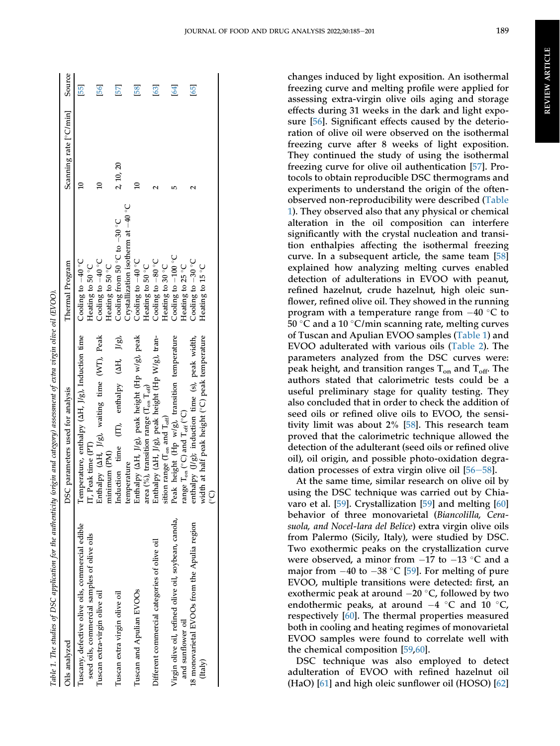Table 1. The studies of DSC application for the authenticity (origin and category) assessment of extra virgin olive oil (EVOO).

| Oils analyzed | DSC parameters used for analysis | Thermal Program | Scanning rate [°C/min] | Source |
|---|---|---|---|---|
| Tuscany, defective olive oils, commercial edible seed oils, commercial samples of olive oils | Temperature, enthalpy (ΔH, J/g), Induction time IT, Peak time (PT) | Cooling to −40 °C Heating to 50 °C | 10 | [55] |
| Tuscan extra-virgin olive oil | Enthalpy (ΔH, J/g), waiting time (WT), Peak minimum (PM) | Cooling to −40 °C Heating to 50 °C | 10 | [56] |
| Tuscan extra virgin olive oil | Induction time (IT), enthalpy (ΔH, J/g), temperature | Cooling from 50 °C to −30 °C Crystallization isotherm at −40 °C | 2, 10, 20 | [57] |
| Tuscan and Apulian EVOOs | Enthalpy (ΔH, J/g), peak height (Hp w/g), peak area (%), transition range ($T_{on}$ $T_{off}$) | Cooling to −40 °C Heating to 50 °C | 10 | [58] |
| Different commercial categories of olive oil | Enthalpy (ΔH, J/g), peak height (Hp W/g), transition range ($T_{on}$ and $T_{off}$) | Cooling to −80 °C Heating to 30 °C | 2 | [63] |
| Virgin olive oil, refined olive oil, soybean, canola, and sunflower oil | Peak height (Hp w/g), transition temperature range $T_{on}$ (°C) and $T_{off}$ (°C) | Cooling to −100 °C Heating to 25 °C | 5 | [64] |
| 18 monovarietal EVOOs from the Apulia region (Italy) | enthalpy (J/g); induction time (s), peak width, width at half peak height (°C) peak temperature (°C) | Cooling to −30 °C Heating to 15 °C | 2 | [65] |

changes induced by light exposition. An isothermal freezing curve and melting profile were applied for assessing extra-virgin olive oils aging and storage effects during 31 weeks in the dark and light exposure [56]. Significant effects caused by the deterioration of olive oil were observed on the isothermal freezing curve after 8 weeks of light exposition. They continued the study of using the isothermal freezing curve for olive oil authentication [57]. Protocols to obtain reproducible DSC thermograms and experiments to understand the origin of the often-observed non-reproducibility were described (Table 1). They observed also that any physical or chemical alteration in the oil composition can interfere significantly with the crystal nucleation and transition enthalpies affecting the isothermal freezing curve. In a subsequent article, the same team [58] explained how analyzing melting curves enabled detection of adulterations in EVOO with peanut, refined hazelnut, crude hazelnut, high oleic sunflower, refined olive oil. They showed in the running program with a temperature range from −40 °C to 50 °C and a 10 °C/min scanning rate, melting curves of Tuscan and Apulian EVOO samples (Table 1) and EVOO adulterated with various oils (Table 2). The parameters analyzed from the DSC curves were: peak height, and transition ranges $T_{on}$ and $T_{off}$. The authors stated that calorimetric tests could be a useful preliminary stage for quality testing. They also concluded that in order to check the addition of seed oils or refined olive oils to EVOO, the sensitivity limit was about 2% [58]. This research team proved that the calorimetric technique allowed the detection of the adulterant (seed oils or refined olive oil), oil origin, and possible photo-oxidation degradation processes of extra virgin olive oil [56–58].

At the same time, similar research on olive oil by using the DSC technique was carried out by Chiavaro et al. [59]. Crystallization [59] and melting [60] behavior of three monovarietal (*Biancolilla, Cerasuola, and Nocel-lara del Belice*) extra virgin olive oils from Palermo (Sicily, Italy), were studied by DSC. Two exothermic peaks on the crystallization curve were observed, a minor from −17 to −13 °C and a major from −40 to −38 °C [59]. For melting of pure EVOO, multiple transitions were detected: first, an exothermic peak at around −20 °C, followed by two endothermic peaks, at around −4 °C and 10 °C, respectively [60]. The thermal properties measured both in cooling and heating regimes of monovarietal EVOO samples were found to correlate well with the chemical composition [59,60].

DSC technique was also employed to detect adulteration of EVOO with refined hazelnut oil (HaO) [61] and high oleic sunflower oil (HOSO) [62]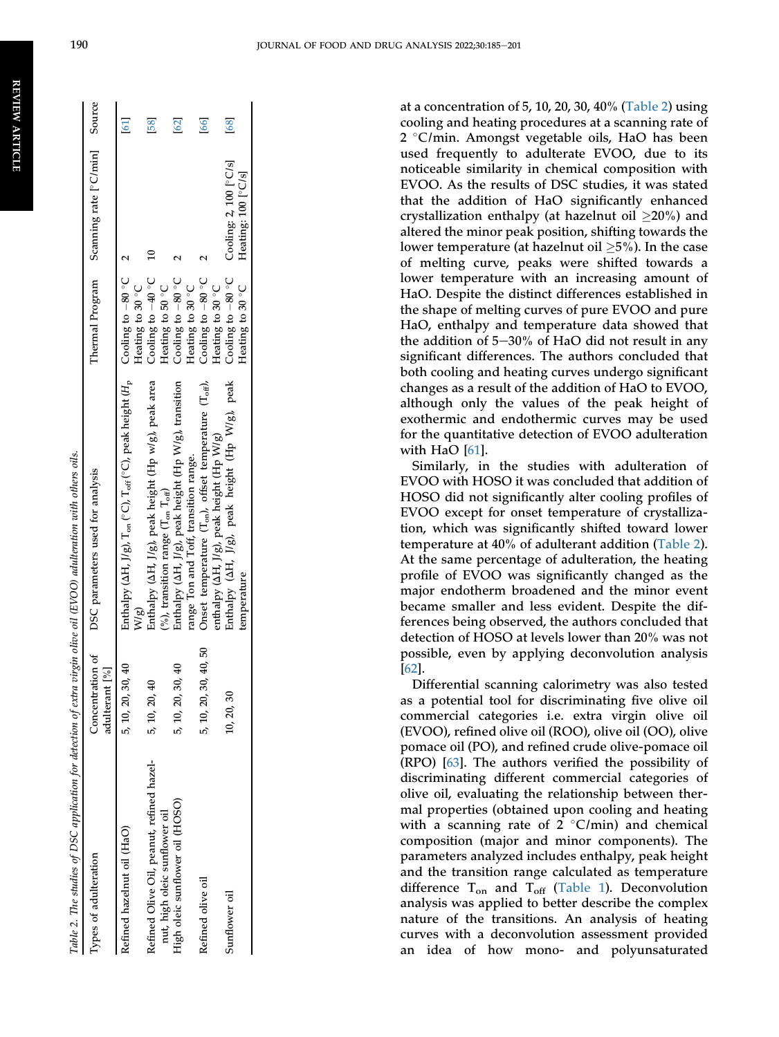Table 2. The studies of DSC application for detection of extra virgin olive oil (EVOO) adulteration with others oils.

| Types of adulteration | Concentration of adulterant [%] | DSC parameters used for analysis | Thermal Program | Scanning rate [°C/min] | Source |
|---|---|---|---|---|---|
| Refined hazelnut oil (HaO) | 5, 10, 20, 30, 40 | Enthalpy (ΔH, J/g), $T_{on}$ (°C), $T_{off}$ (°C), peak height ($H_p$ W/g) | Cooling to −80 °C Heating to 30 °C | 2 | [61] |
| Refined Olive Oil, peanut, refined hazelnut, high oleic sunflower oil | 5, 10, 20, 40 | Enthalpy (ΔH, J/g), peak height (Hp w/g), peak area (%), transition range ($T_{on}$ $T_{off}$) | Cooling to −40 °C Heating to 50 °C | 10 | [58] |
| High oleic sunflower oil (HOSO) | 5, 10, 20, 30, 40 | Enthalpy (ΔH, J/g), peak height (Hp W/g), transition range Ton and Toff, transition range. | Cooling to −80 °C Heating to 30 °C | 2 | [62] |
| Refined olive oil | 5, 10, 20, 30, 40, 50 | Onset temperature ($T_{on}$), offset temperature ($T_{off}$), enthalpy (ΔH, J/g), peak height (Hp W/g) | Cooling to −80 °C Heating to 30 °C | 2 | [66] |
| Sunflower oil | 10, 20, 30 | Enthalpy (ΔH, J/g), peak height (Hp W/g), peak temperature | Cooling to −80 °C Heating to 30 °C | Cooling; 2, 100 [°C/s] Heating: 100 [°C/s] | [68] |

at a concentration of 5, 10, 20, 30, 40% (Table 2) using cooling and heating procedures at a scanning rate of 2 °C/min. Amongst vegetable oils, HaO has been used frequently to adulterate EVOO, due to its noticeable similarity in chemical composition with EVOO. As the results of DSC studies, it was stated that the addition of HaO significantly enhanced crystallization enthalpy (at hazelnut oil ≥20%) and altered the minor peak position, shifting towards the lower temperature (at hazelnut oil ≥5%). In the case of melting curve, peaks were shifted towards a lower temperature with an increasing amount of HaO. Despite the distinct differences established in the shape of melting curves of pure EVOO and pure HaO, enthalpy and temperature data showed that the addition of 5−30% of HaO did not result in any significant differences. The authors concluded that both cooling and heating curves undergo significant changes as a result of the addition of HaO to EVOO, although only the values of the peak height of exothermic and endothermic curves may be used for the quantitative detection of EVOO adulteration with HaO [61].

Similarly, in the studies with adulteration of EVOO with HOSO it was concluded that addition of HOSO did not significantly alter cooling profiles of EVOO except for onset temperature of crystallization, which was significantly shifted toward lower temperature at 40% of adulterant addition (Table 2). At the same percentage of adulteration, the heating profile of EVOO was significantly changed as the major endotherm broadened and the minor event became smaller and less evident. Despite the differences being observed, the authors concluded that detection of HOSO at levels lower than 20% was not possible, even by applying deconvolution analysis [62].

Differential scanning calorimetry was also tested as a potential tool for discriminating five olive oil commercial categories i.e. extra virgin olive oil (EVOO), refined olive oil (ROO), olive oil (OO), olive pomace oil (PO), and refined crude olive-pomace oil (RPO) [63]. The authors verified the possibility of discriminating different commercial categories of olive oil, evaluating the relationship between thermal properties (obtained upon cooling and heating with a scanning rate of 2 °C/min) and chemical composition (major and minor components). The parameters analyzed includes enthalpy, peak height and the transition range calculated as temperature difference $T_{on}$ and $T_{off}$ (Table 1). Deconvolution analysis was applied to better describe the complex nature of the transitions. An analysis of heating curves with a deconvolution assessment provided an idea of how mono- and polyunsaturated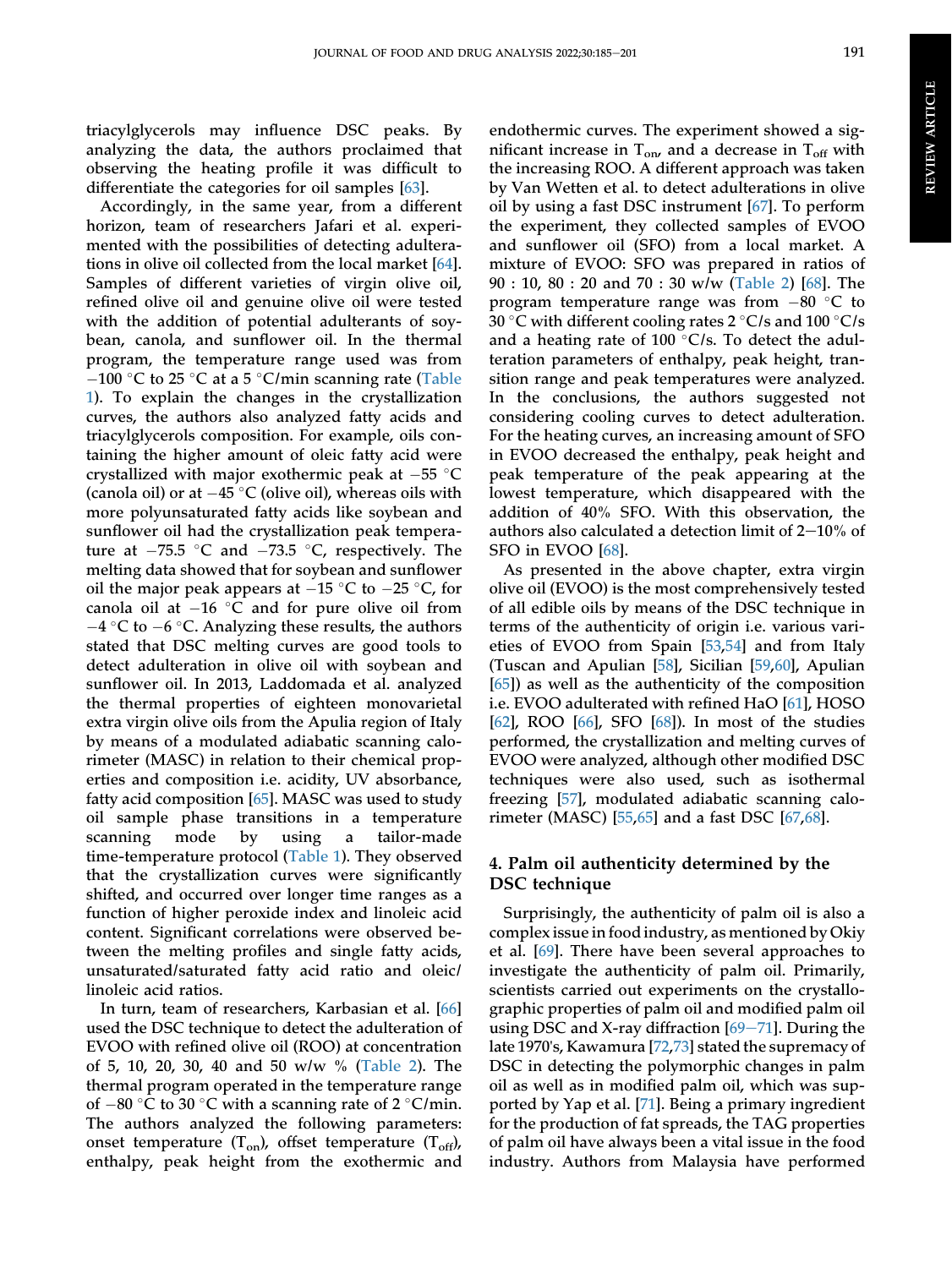triacylglycerols may influence DSC peaks. By analyzing the data, the authors proclaimed that observing the heating profile it was difficult to differentiate the categories for oil samples [63].

Accordingly, in the same year, from a different horizon, team of researchers Jafari et al. experimented with the possibilities of detecting adulterations in olive oil collected from the local market [64]. Samples of different varieties of virgin olive oil, refined olive oil and genuine olive oil were tested with the addition of potential adulterants of soybean, canola, and sunflower oil. In the thermal program, the temperature range used was from $-100$ °C to 25 °C at a 5 °C/min scanning rate (Table 1). To explain the changes in the crystallization curves, the authors also analyzed fatty acids and triacylglycerols composition. For example, oils containing the higher amount of oleic fatty acid were crystallized with major exothermic peak at $-55$ °C (canola oil) or at $-45$ °C (olive oil), whereas oils with more polyunsaturated fatty acids like soybean and sunflower oil had the crystallization peak temperature at $-75.5$ °C and $-73.5$ °C, respectively. The melting data showed that for soybean and sunflower oil the major peak appears at $-15$ °C to $-25$ °C, for canola oil at $-16$ °C and for pure olive oil from $-4$ °C to $-6$ °C. Analyzing these results, the authors stated that DSC melting curves are good tools to detect adulteration in olive oil with soybean and sunflower oil. In 2013, Laddomada et al. analyzed the thermal properties of eighteen monovarietal extra virgin olive oils from the Apulia region of Italy by means of a modulated adiabatic scanning calorimeter (MASC) in relation to their chemical properties and composition i.e. acidity, UV absorbance, fatty acid composition [65]. MASC was used to study oil sample phase transitions in a temperature scanning mode by using a tailor-made time-temperature protocol (Table 1). They observed that the crystallization curves were significantly shifted, and occurred over longer time ranges as a function of higher peroxide index and linoleic acid content. Significant correlations were observed between the melting profiles and single fatty acids, unsaturated/saturated fatty acid ratio and oleic/linoleic acid ratios.

In turn, team of researchers, Karbasian et al. [66] used the DSC technique to detect the adulteration of EVOO with refined olive oil (ROO) at concentration of 5, 10, 20, 30, 40 and 50 w/w % (Table 2). The thermal program operated in the temperature range of $-80$ °C to 30 °C with a scanning rate of 2 °C/min. The authors analyzed the following parameters: onset temperature ($T_{on}$), offset temperature ($T_{off}$), enthalpy, peak height from the exothermic and endothermic curves. The experiment showed a significant increase in $T_{on}$, and a decrease in $T_{off}$ with the increasing ROO. A different approach was taken by Van Wetten et al. to detect adulterations in olive oil by using a fast DSC instrument [67]. To perform the experiment, they collected samples of EVOO and sunflower oil (SFO) from a local market. A mixture of EVOO: SFO was prepared in ratios of 90 : 10, 80 : 20 and 70 : 30 w/w (Table 2) [68]. The program temperature range was from $-80$ °C to 30 °C with different cooling rates 2 °C/s and 100 °C/s and a heating rate of 100 °C/s. To detect the adulteration parameters of enthalpy, peak height, transition range and peak temperatures were analyzed. In the conclusions, the authors suggested not considering cooling curves to detect adulteration. For the heating curves, an increasing amount of SFO in EVOO decreased the enthalpy, peak height and peak temperature of the peak appearing at the lowest temperature, which disappeared with the addition of 40% SFO. With this observation, the authors also calculated a detection limit of 2−10% of SFO in EVOO [68].

As presented in the above chapter, extra virgin olive oil (EVOO) is the most comprehensively tested of all edible oils by means of the DSC technique in terms of the authenticity of origin i.e. various varieties of EVOO from Spain [53,54] and from Italy (Tuscan and Apulian [58], Sicilian [59,60], Apulian [65]) as well as the authenticity of the composition i.e. EVOO adulterated with refined HaO [61], HOSO [62], ROO [66], SFO [68]). In most of the studies performed, the crystallization and melting curves of EVOO were analyzed, although other modified DSC techniques were also used, such as isothermal freezing [57], modulated adiabatic scanning calorimeter (MASC) [55,65] and a fast DSC [67,68].

## 4. Palm oil authenticity determined by the DSC technique

Surprisingly, the authenticity of palm oil is also a complex issue in food industry, as mentioned by Okiy et al. [69]. There have been several approaches to investigate the authenticity of palm oil. Primarily, scientists carried out experiments on the crystallographic properties of palm oil and modified palm oil using DSC and X-ray diffraction [69−71]. During the late 1970's, Kawamura [72,73] stated the supremacy of DSC in detecting the polymorphic changes in palm oil as well as in modified palm oil, which was supported by Yap et al. [71]. Being a primary ingredient for the production of fat spreads, the TAG properties of palm oil have always been a vital issue in the food industry. Authors from Malaysia have performed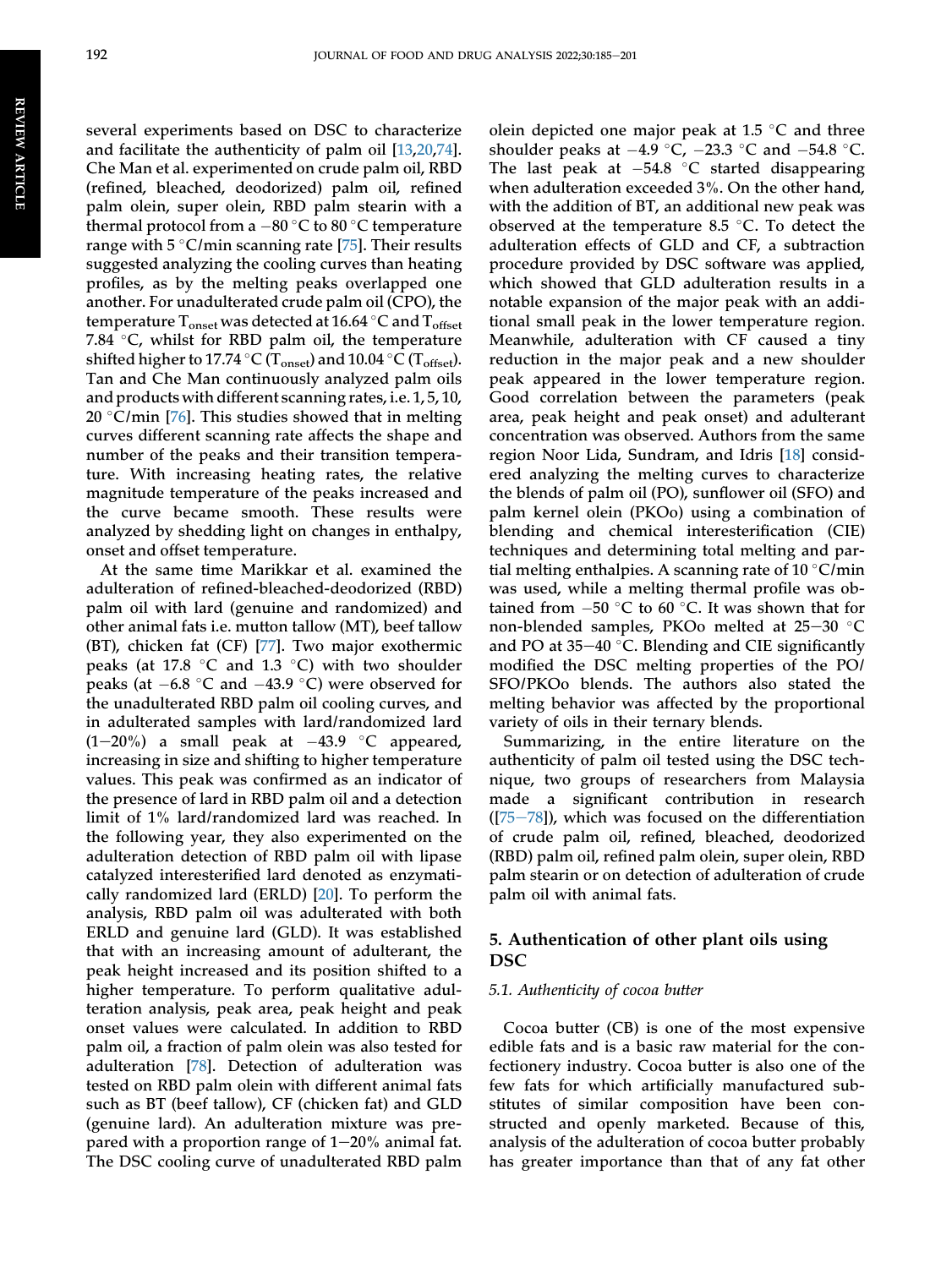several experiments based on DSC to characterize and facilitate the authenticity of palm oil [13,20,74]. Che Man et al. experimented on crude palm oil, RBD (refined, bleached, deodorized) palm oil, refined palm olein, super olein, RBD palm stearin with a thermal protocol from a −80 °C to 80 °C temperature range with 5 °C/min scanning rate [75]. Their results suggested analyzing the cooling curves than heating profiles, as by the melting peaks overlapped one another. For unadulterated crude palm oil (CPO), the temperature $T_{onset}$ was detected at 16.64 °C and $T_{offset}$ 7.84 °C, whilst for RBD palm oil, the temperature shifted higher to 17.74 °C ($T_{onset}$) and 10.04 °C ($T_{offset}$). Tan and Che Man continuously analyzed palm oils and products with different scanning rates, i.e. 1, 5, 10, 20 °C/min [76]. This studies showed that in melting curves different scanning rate affects the shape and number of the peaks and their transition temperature. With increasing heating rates, the relative magnitude temperature of the peaks increased and the curve became smooth. These results were analyzed by shedding light on changes in enthalpy, onset and offset temperature.

At the same time Marikkar et al. examined the adulteration of refined-bleached-deodorized (RBD) palm oil with lard (genuine and randomized) and other animal fats i.e. mutton tallow (MT), beef tallow (BT), chicken fat (CF) [77]. Two major exothermic peaks (at 17.8 °C and 1.3 °C) with two shoulder peaks (at −6.8 °C and −43.9 °C) were observed for the unadulterated RBD palm oil cooling curves, and in adulterated samples with lard/randomized lard (1−20%) a small peak at −43.9 °C appeared, increasing in size and shifting to higher temperature values. This peak was confirmed as an indicator of the presence of lard in RBD palm oil and a detection limit of 1% lard/randomized lard was reached. In the following year, they also experimented on the adulteration detection of RBD palm oil with lipase catalyzed interesterified lard denoted as enzymatically randomized lard (ERLD) [20]. To perform the analysis, RBD palm oil was adulterated with both ERLD and genuine lard (GLD). It was established that with an increasing amount of adulterant, the peak height increased and its position shifted to a higher temperature. To perform qualitative adulteration analysis, peak area, peak height and peak onset values were calculated. In addition to RBD palm oil, a fraction of palm olein was also tested for adulteration [78]. Detection of adulteration was tested on RBD palm olein with different animal fats such as BT (beef tallow), CF (chicken fat) and GLD (genuine lard). An adulteration mixture was prepared with a proportion range of 1−20% animal fat. The DSC cooling curve of unadulterated RBD palm olein depicted one major peak at 1.5 °C and three shoulder peaks at −4.9 °C, −23.3 °C and −54.8 °C. The last peak at −54.8 °C started disappearing when adulteration exceeded 3%. On the other hand, with the addition of BT, an additional new peak was observed at the temperature 8.5 °C. To detect the adulteration effects of GLD and CF, a subtraction procedure provided by DSC software was applied, which showed that GLD adulteration results in a notable expansion of the major peak with an additional small peak in the lower temperature region. Meanwhile, adulteration with CF caused a tiny reduction in the major peak and a new shoulder peak appeared in the lower temperature region. Good correlation between the parameters (peak area, peak height and peak onset) and adulterant concentration was observed. Authors from the same region Noor Lida, Sundram, and Idris [18] considered analyzing the melting curves to characterize the blends of palm oil (PO), sunflower oil (SFO) and palm kernel olein (PKOo) using a combination of blending and chemical interesterification (CIE) techniques and determining total melting and partial melting enthalpies. A scanning rate of 10 °C/min was used, while a melting thermal profile was obtained from −50 °C to 60 °C. It was shown that for non-blended samples, PKOo melted at 25−30 °C and PO at 35−40 °C. Blending and CIE significantly modified the DSC melting properties of the PO/SFO/PKOo blends. The authors also stated the melting behavior was affected by the proportional variety of oils in their ternary blends.

Summarizing, in the entire literature on the authenticity of palm oil tested using the DSC technique, two groups of researchers from Malaysia made a significant contribution in research ([75−78]), which was focused on the differentiation of crude palm oil, refined, bleached, deodorized (RBD) palm oil, refined palm olein, super olein, RBD palm stearin or on detection of adulteration of crude palm oil with animal fats.

## 5. Authentication of other plant oils using DSC

### 5.1. Authenticity of cocoa butter

Cocoa butter (CB) is one of the most expensive edible fats and is a basic raw material for the confectionery industry. Cocoa butter is also one of the few fats for which artificially manufactured substitutes of similar composition have been constructed and openly marketed. Because of this, analysis of the adulteration of cocoa butter probably has greater importance than that of any fat other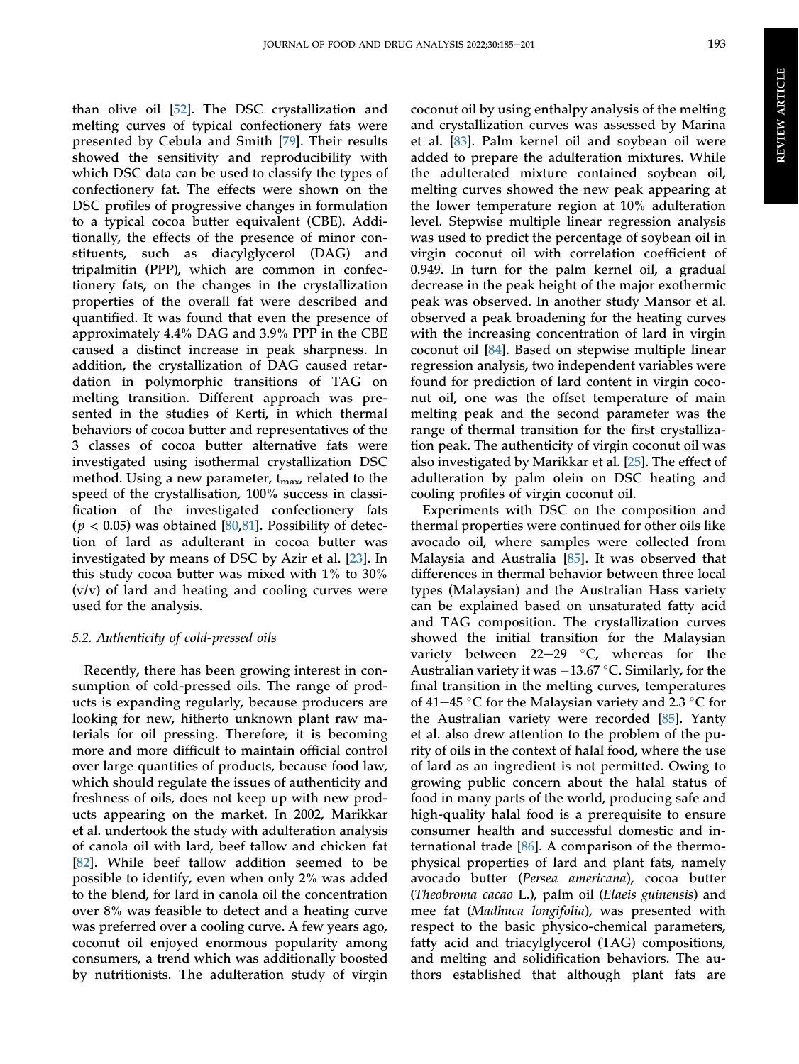than olive oil [52]. The DSC crystallization and melting curves of typical confectionery fats were presented by Cebula and Smith [79]. Their results showed the sensitivity and reproducibility with which DSC data can be used to classify the types of confectionery fat. The effects were shown on the DSC profiles of progressive changes in formulation to a typical cocoa butter equivalent (CBE). Additionally, the effects of the presence of minor constituents, such as diacylglycerol (DAG) and tripalmitin (PPP), which are common in confectionery fats, on the changes in the crystallization properties of the overall fat were described and quantified. It was found that even the presence of approximately 4.4% DAG and 3.9% PPP in the CBE caused a distinct increase in peak sharpness. In addition, the crystallization of DAG caused retardation in polymorphic transitions of TAG on melting transition. Different approach was presented in the studies of Kerti, in which thermal behaviors of cocoa butter and representatives of the 3 classes of cocoa butter alternative fats were investigated using isothermal crystallization DSC method. Using a new parameter, $t_{max}$, related to the speed of the crystallisation, 100% success in classification of the investigated confectionery fats ($p < 0.05$) was obtained [80,81]. Possibility of detection of lard as adulterant in cocoa butter was investigated by means of DSC by Azir et al. [23]. In this study cocoa butter was mixed with 1% to 30% (v/v) of lard and heating and cooling curves were used for the analysis.

### 5.2. Authenticity of cold-pressed oils

Recently, there has been growing interest in consumption of cold-pressed oils. The range of products is expanding regularly, because producers are looking for new, hitherto unknown plant raw materials for oil pressing. Therefore, it is becoming more and more difficult to maintain official control over large quantities of products, because food law, which should regulate the issues of authenticity and freshness of oils, does not keep up with new products appearing on the market. In 2002, Marikkar et al. undertook the study with adulteration analysis of canola oil with lard, beef tallow and chicken fat [82]. While beef tallow addition seemed to be possible to identify, even when only 2% was added to the blend, for lard in canola oil the concentration over 8% was feasible to detect and a heating curve was preferred over a cooling curve. A few years ago, coconut oil enjoyed enormous popularity among consumers, a trend which was additionally boosted by nutritionists. The adulteration study of virgin coconut oil by using enthalpy analysis of the melting and crystallization curves was assessed by Marina et al. [83]. Palm kernel oil and soybean oil were added to prepare the adulteration mixtures. While the adulterated mixture contained soybean oil, melting curves showed the new peak appearing at the lower temperature region at 10% adulteration level. Stepwise multiple linear regression analysis was used to predict the percentage of soybean oil in virgin coconut oil with correlation coefficient of 0.949. In turn for the palm kernel oil, a gradual decrease in the peak height of the major exothermic peak was observed. In another study Mansor et al. observed a peak broadening for the heating curves with the increasing concentration of lard in virgin coconut oil [84]. Based on stepwise multiple linear regression analysis, two independent variables were found for prediction of lard content in virgin coconut oil, one was the offset temperature of main melting peak and the second parameter was the range of thermal transition for the first crystallization peak. The authenticity of virgin coconut oil was also investigated by Marikkar et al. [25]. The effect of adulteration by palm olein on DSC heating and cooling profiles of virgin coconut oil.

Experiments with DSC on the composition and thermal properties were continued for other oils like avocado oil, where samples were collected from Malaysia and Australia [85]. It was observed that differences in thermal behavior between three local types (Malaysian) and the Australian Hass variety can be explained based on unsaturated fatty acid and TAG composition. The crystallization curves showed the initial transition for the Malaysian variety between 22–29 °C, whereas for the Australian variety it was −13.67 °C. Similarly, for the final transition in the melting curves, temperatures of 41–45 °C for the Malaysian variety and 2.3 °C for the Australian variety were recorded [85]. Yanty et al. also drew attention to the problem of the purity of oils in the context of halal food, where the use of lard as an ingredient is not permitted. Owing to growing public concern about the halal status of food in many parts of the world, producing safe and high-quality halal food is a prerequisite to ensure consumer health and successful domestic and international trade [86]. A comparison of the thermophysical properties of lard and plant fats, namely avocado butter (*Persea americana*), cocoa butter (*Theobroma cacao* L.), palm oil (*Elaeis guinensis*) and mee fat (*Madhuca longifolia*), was presented with respect to the basic physico-chemical parameters, fatty acid and triacylglycerol (TAG) compositions, and melting and solidification behaviors. The authors established that although plant fats are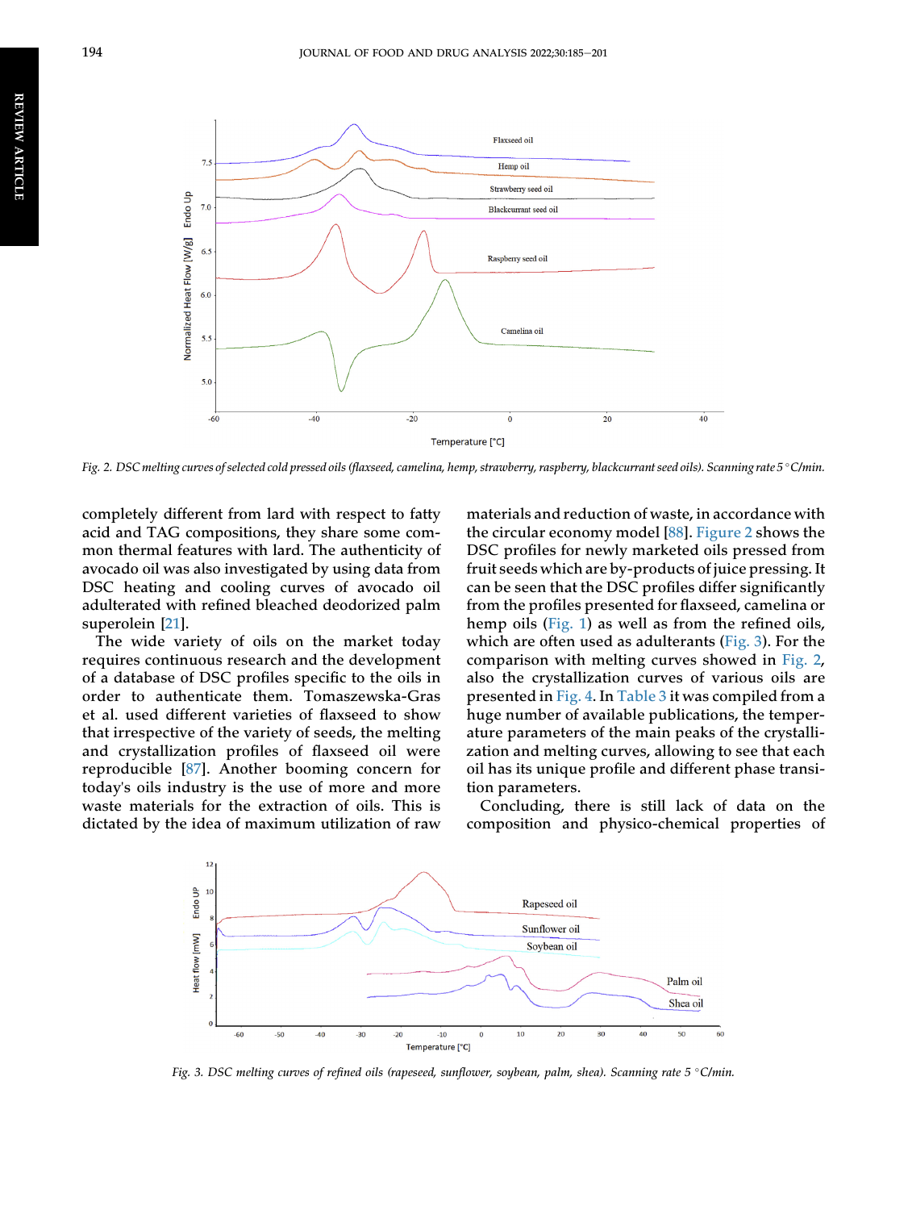Fig. 2. DSC melting curves of selected cold pressed oils (flaxseed, camelina, hemp, strawberry, raspberry, blackcurrant seed oils). Scanning rate 5 °C/min.

completely different from lard with respect to fatty acid and TAG compositions, they share some common thermal features with lard. The authenticity of avocado oil was also investigated by using data from DSC heating and cooling curves of avocado oil adulterated with refined bleached deodorized palm superolein [21].

The wide variety of oils on the market today requires continuous research and the development of a database of DSC profiles specific to the oils in order to authenticate them. Tomaszewska-Gras et al. used different varieties of flaxseed to show that irrespective of the variety of seeds, the melting and crystallization profiles of flaxseed oil were reproducible [87]. Another booming concern for today's oils industry is the use of more and more waste materials for the extraction of oils. This is dictated by the idea of maximum utilization of raw materials and reduction of waste, in accordance with the circular economy model [88]. Figure 2 shows the DSC profiles for newly marketed oils pressed from fruit seeds which are by-products of juice pressing. It can be seen that the DSC profiles differ significantly from the profiles presented for flaxseed, camelina or hemp oils (Fig. 1) as well as from the refined oils, which are often used as adulterants (Fig. 3). For the comparison with melting curves showed in Fig. 2, also the crystallization curves of various oils are presented in Fig. 4. In Table 3 it was compiled from a huge number of available publications, the temperature parameters of the main peaks of the crystallization and melting curves, allowing to see that each oil has its unique profile and different phase transition parameters.

Concluding, there is still lack of data on the composition and physico-chemical properties of

Fig. 3. DSC melting curves of refined oils (rapeseed, sunflower, soybean, palm, shea). Scanning rate 5 °C/min.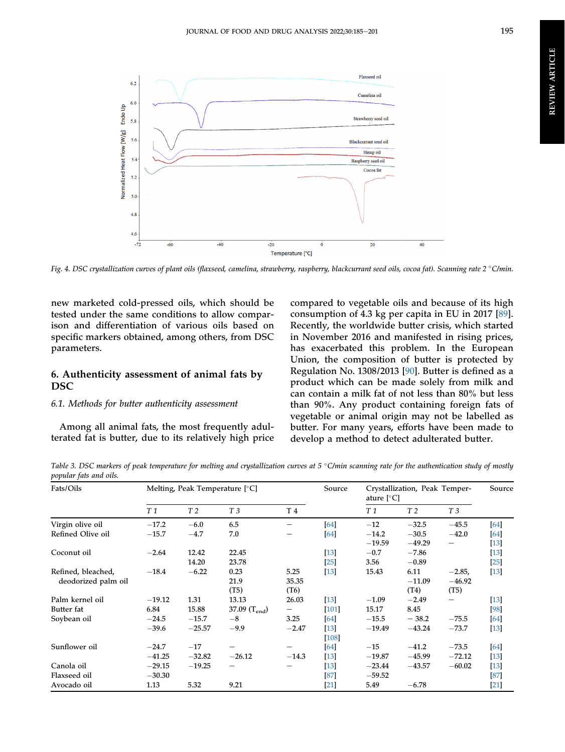Fig. 4. DSC crystallization curves of plant oils (flaxseed, camelina, strawberry, raspberry, blackcurrant seed oils, cocoa fat). Scanning rate 2 °C/min.

new marketed cold-pressed oils, which should be tested under the same conditions to allow comparison and differentiation of various oils based on specific markers obtained, among others, from DSC parameters.

## 6. Authenticity assessment of animal fats by DSC

### 6.1. Methods for butter authenticity assessment

Among all animal fats, the most frequently adulterated fat is butter, due to its relatively high price compared to vegetable oils and because of its high consumption of 4.3 kg per capita in EU in 2017 [89]. Recently, the worldwide butter crisis, which started in November 2016 and manifested in rising prices, has exacerbated this problem. In the European Union, the composition of butter is protected by Regulation No. 1308/2013 [90]. Butter is defined as a product which can be made solely from milk and can contain a milk fat of not less than 80% but less than 90%. Any product containing foreign fats of vegetable or animal origin may not be labelled as butter. For many years, efforts have been made to develop a method to detect adulterated butter.

Table 3. DSC markers of peak temperature for melting and crystallization curves at 5 °C/min scanning rate for the authentication study of mostly popular fats and oils.

| Fats/Oils | Melting, Peak Temperature [°C] | | | | Source | Crystallization, Peak Temperature [°C] | | | Source |
|---|---|---|---|---|---|---|---|---|---|
| | T 1 | T 2 | T 3 | T 4 | | T 1 | T 2 | T 3 | |
| Virgin olive oil | −17.2 | −6.0 | 6.5 | – | [64] | −12 | −32.5 | −45.5 | [64] |
| Refined Olive oil | −15.7 | −4.7 | 7.0 | – | [64] | −14.2 | −30.5 | −42.0 | [64] |
| | | | | | | −19.59 | −49.29 | – | [13] |
| Coconut oil | −2.64 | 12.42 | 22.45 | | [13] | −0.7 | −7.86 | | [13] |
| | | 14.20 | 23.78 | | [25] | 3.56 | −0.89 | | [25] |
| Refined, bleached, deodorized palm oil | −18.4 | −6.22 | 0.23<br>21.9<br>(T5) | 5.25<br>35.35<br>(T6) | [13] | 15.43 | 6.11<br>−11.09<br>(T4) | −2.85,<br>−46.92<br>(T5) | [13] |
| Palm kernel oil | −19.12 | 1.31 | 13.13 | 26.03 | [13] | −1.09 | −2.49 | – | [13] |
| Butter fat | 6.84 | 15.88 | 37.09 ($T_{end}$) | – | [101] | 15.17 | 8.45 | | [98] |
| Soybean oil | −24.5 | −15.7 | −8 | 3.25 | [64] | −15.5 | − 38.2 | −75.5 | [64] |
| | −39.6 | −25.57 | −9.9 | −2.47 | [13]<br>[108] | −19.49 | −43.24 | −73.7 | [13] |
| Sunflower oil | −24.7 | −17 | – | – | [64] | −15 | −41.2 | −73.5 | [64] |
| | −41.25 | −32.82 | −26.12 | −14.3 | [13] | −19.87 | −45.99 | −72.12 | [13] |
| Canola oil | −29.15 | −19.25 | – | – | [13] | −23.44 | −43.57 | −60.02 | [13] |
| Flaxseed oil | −30.30 | | | | [87] | −59.52 | | | [87] |
| Avocado oil | 1.13 | 5.32 | 9.21 | | [21] | 5.49 | −6.78 | | [21] |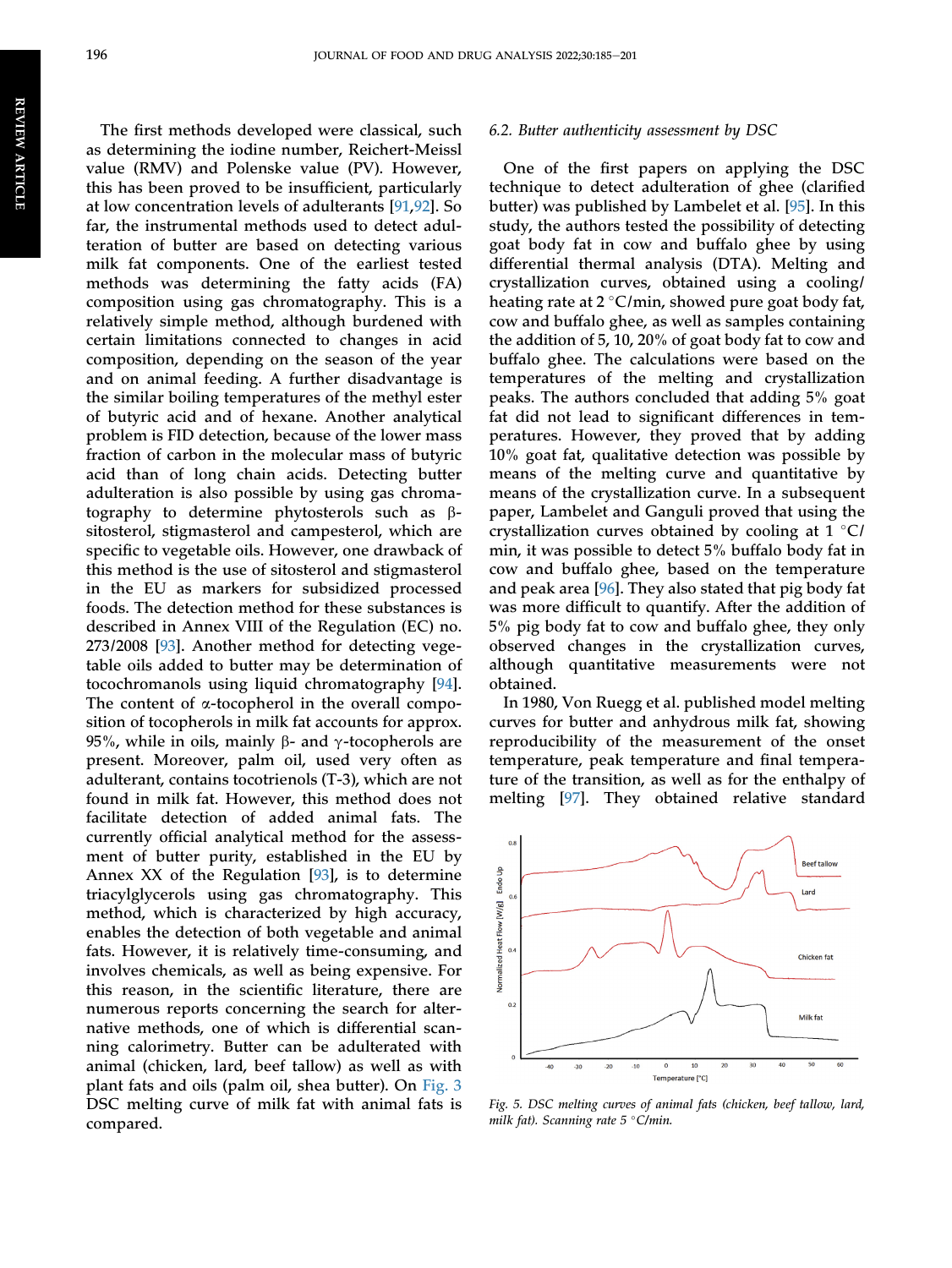The first methods developed were classical, such as determining the iodine number, Reichert-Meissl value (RMV) and Polenske value (PV). However, this has been proved to be insufficient, particularly at low concentration levels of adulterants [91,92]. So far, the instrumental methods used to detect adulteration of butter are based on detecting various milk fat components. One of the earliest tested methods was determining the fatty acids (FA) composition using gas chromatography. This is a relatively simple method, although burdened with certain limitations connected to changes in acid composition, depending on the season of the year and on animal feeding. A further disadvantage is the similar boiling temperatures of the methyl ester of butyric acid and of hexane. Another analytical problem is FID detection, because of the lower mass fraction of carbon in the molecular mass of butyric acid than of long chain acids. Detecting butter adulteration is also possible by using gas chromatography to determine phytosterols such as β-sitosterol, stigmasterol and campesterol, which are specific to vegetable oils. However, one drawback of this method is the use of sitosterol and stigmasterol in the EU as markers for subsidized processed foods. The detection method for these substances is described in Annex VIII of the Regulation (EC) no. 273/2008 [93]. Another method for detecting vegetable oils added to butter may be determination of tocochromanols using liquid chromatography [94]. The content of α-tocopherol in the overall composition of tocopherols in milk fat accounts for approx. 95%, while in oils, mainly β- and γ-tocopherols are present. Moreover, palm oil, used very often as adulterant, contains tocotrienols (T-3), which are not found in milk fat. However, this method does not facilitate detection of added animal fats. The currently official analytical method for the assessment of butter purity, established in the EU by Annex XX of the Regulation [93], is to determine triacylglycerols using gas chromatography. This method, which is characterized by high accuracy, enables the detection of both vegetable and animal fats. However, it is relatively time-consuming, and involves chemicals, as well as being expensive. For this reason, in the scientific literature, there are numerous reports concerning the search for alternative methods, one of which is differential scanning calorimetry. Butter can be adulterated with animal (chicken, lard, beef tallow) as well as with plant fats and oils (palm oil, shea butter). On Fig. 3 DSC melting curve of milk fat with animal fats is compared.

### 6.2. Butter authenticity assessment by DSC

One of the first papers on applying the DSC technique to detect adulteration of ghee (clarified butter) was published by Lambelet et al. [95]. In this study, the authors tested the possibility of detecting goat body fat in cow and buffalo ghee by using differential thermal analysis (DTA). Melting and crystallization curves, obtained using a cooling/heating rate at 2 °C/min, showed pure goat body fat, cow and buffalo ghee, as well as samples containing the addition of 5, 10, 20% of goat body fat to cow and buffalo ghee. The calculations were based on the temperatures of the melting and crystallization peaks. The authors concluded that adding 5% goat fat did not lead to significant differences in temperatures. However, they proved that by adding 10% goat fat, qualitative detection was possible by means of the melting curve and quantitative by means of the crystallization curve. In a subsequent paper, Lambelet and Ganguli proved that using the crystallization curves obtained by cooling at 1 °C/min, it was possible to detect 5% buffalo body fat in cow and buffalo ghee, based on the temperature and peak area [96]. They also stated that pig body fat was more difficult to quantify. After the addition of 5% pig body fat to cow and buffalo ghee, they only observed changes in the crystallization curves, although quantitative measurements were not obtained.

In 1980, Von Ruegg et al. published model melting curves for butter and anhydrous milk fat, showing reproducibility of the measurement of the onset temperature, peak temperature and final temperature of the transition, as well as for the enthalpy of melting [97]. They obtained relative standard

*Fig. 5. DSC melting curves of animal fats (chicken, beef tallow, lard, milk fat). Scanning rate 5 °C/min.*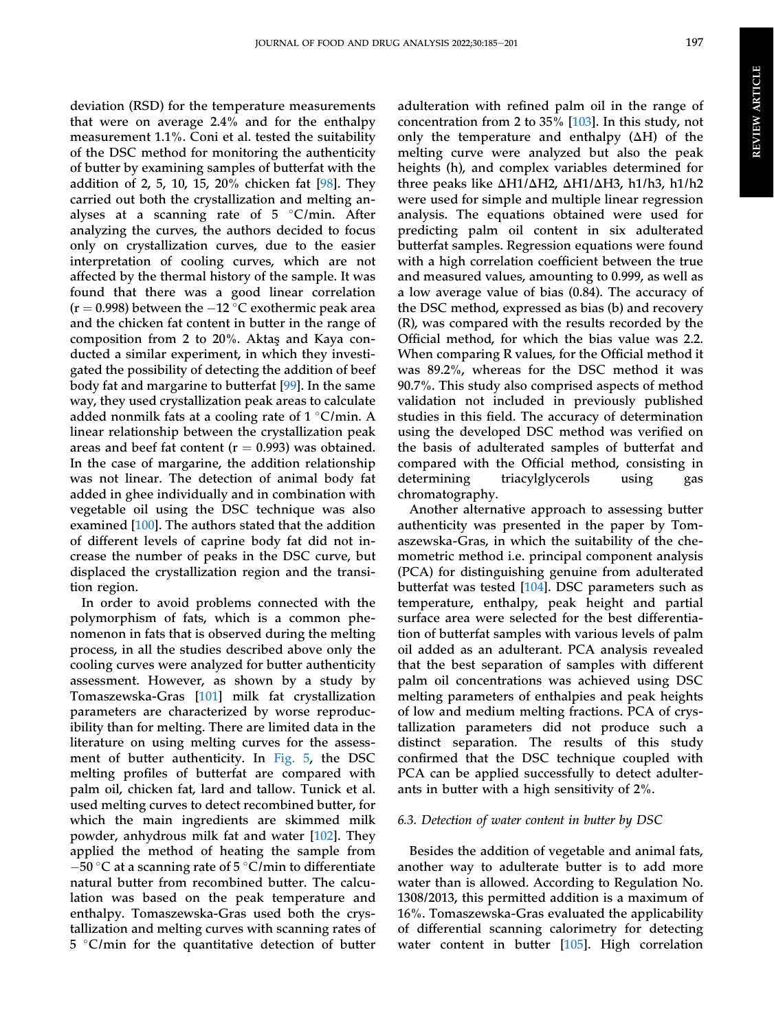deviation (RSD) for the temperature measurements that were on average 2.4% and for the enthalpy measurement 1.1%. Coni et al. tested the suitability of the DSC method for monitoring the authenticity of butter by examining samples of butterfat with the addition of 2, 5, 10, 15, 20% chicken fat [98]. They carried out both the crystallization and melting analyses at a scanning rate of 5 °C/min. After analyzing the curves, the authors decided to focus only on crystallization curves, due to the easier interpretation of cooling curves, which are not affected by the thermal history of the sample. It was found that there was a good linear correlation ($r = 0.998$) between the −12 °C exothermic peak area and the chicken fat content in butter in the range of composition from 2 to 20%. Aktaş and Kaya conducted a similar experiment, in which they investigated the possibility of detecting the addition of beef body fat and margarine to butterfat [99]. In the same way, they used crystallization peak areas to calculate added nonmilk fats at a cooling rate of 1 °C/min. A linear relationship between the crystallization peak areas and beef fat content ($r = 0.993$) was obtained. In the case of margarine, the addition relationship was not linear. The detection of animal body fat added in ghee individually and in combination with vegetable oil using the DSC technique was also examined [100]. The authors stated that the addition of different levels of caprine body fat did not increase the number of peaks in the DSC curve, but displaced the crystallization region and the transition region.

In order to avoid problems connected with the polymorphism of fats, which is a common phenomenon in fats that is observed during the melting process, in all the studies described above only the cooling curves were analyzed for butter authenticity assessment. However, as shown by a study by Tomaszewska-Gras [101] milk fat crystallization parameters are characterized by worse reproducibility than for melting. There are limited data in the literature on using melting curves for the assessment of butter authenticity. In Fig. 5, the DSC melting profiles of butterfat are compared with palm oil, chicken fat, lard and tallow. Tunick et al. used melting curves to detect recombined butter, for which the main ingredients are skimmed milk powder, anhydrous milk fat and water [102]. They applied the method of heating the sample from −50 °C at a scanning rate of 5 °C/min to differentiate natural butter from recombined butter. The calculation was based on the peak temperature and enthalpy. Tomaszewska-Gras used both the crystallization and melting curves with scanning rates of 5 °C/min for the quantitative detection of butter adulteration with refined palm oil in the range of concentration from 2 to 35% [103]. In this study, not only the temperature and enthalpy ($\Delta H$) of the melting curve were analyzed but also the peak heights (h), and complex variables determined for three peaks like $\Delta H1/\Delta H2$, $\Delta H1/\Delta H3$, h1/h3, h1/h2 were used for simple and multiple linear regression analysis. The equations obtained were used for predicting palm oil content in six adulterated butterfat samples. Regression equations were found with a high correlation coefficient between the true and measured values, amounting to 0.999, as well as a low average value of bias (0.84). The accuracy of the DSC method, expressed as bias (b) and recovery (R), was compared with the results recorded by the Official method, for which the bias value was 2.2. When comparing R values, for the Official method it was 89.2%, whereas for the DSC method it was 90.7%. This study also comprised aspects of method validation not included in previously published studies in this field. The accuracy of determination using the developed DSC method was verified on the basis of adulterated samples of butterfat and compared with the Official method, consisting in determining triacylglycerols using gas chromatography.

Another alternative approach to assessing butter authenticity was presented in the paper by Tomaszewska-Gras, in which the suitability of the chemometric method i.e. principal component analysis (PCA) for distinguishing genuine from adulterated butterfat was tested [104]. DSC parameters such as temperature, enthalpy, peak height and partial surface area were selected for the best differentiation of butterfat samples with various levels of palm oil added as an adulterant. PCA analysis revealed that the best separation of samples with different palm oil concentrations was achieved using DSC melting parameters of enthalpies and peak heights of low and medium melting fractions. PCA of crystallization parameters did not produce such a distinct separation. The results of this study confirmed that the DSC technique coupled with PCA can be applied successfully to detect adulterants in butter with a high sensitivity of 2%.

### 6.3. Detection of water content in butter by DSC

Besides the addition of vegetable and animal fats, another way to adulterate butter is to add more water than is allowed. According to Regulation No. 1308/2013, this permitted addition is a maximum of 16%. Tomaszewska-Gras evaluated the applicability of differential scanning calorimetry for detecting water content in butter [105]. High correlation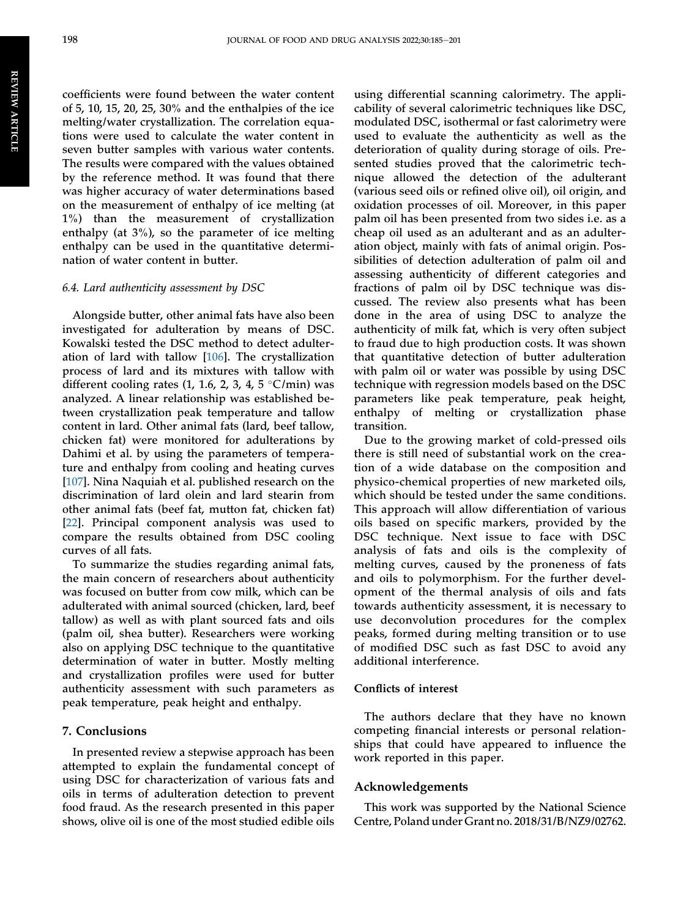coefficients were found between the water content of 5, 10, 15, 20, 25, 30% and the enthalpies of the ice melting/water crystallization. The correlation equations were used to calculate the water content in seven butter samples with various water contents. The results were compared with the values obtained by the reference method. It was found that there was higher accuracy of water determinations based on the measurement of enthalpy of ice melting (at 1%) than the measurement of crystallization enthalpy (at 3%), so the parameter of ice melting enthalpy can be used in the quantitative determination of water content in butter.

### 6.4. Lard authenticity assessment by DSC

Alongside butter, other animal fats have also been investigated for adulteration by means of DSC. Kowalski tested the DSC method to detect adulteration of lard with tallow [106]. The crystallization process of lard and its mixtures with tallow with different cooling rates (1, 1.6, 2, 3, 4, 5 °C/min) was analyzed. A linear relationship was established between crystallization peak temperature and tallow content in lard. Other animal fats (lard, beef tallow, chicken fat) were monitored for adulterations by Dahimi et al. by using the parameters of temperature and enthalpy from cooling and heating curves [107]. Nina Naquiah et al. published research on the discrimination of lard olein and lard stearin from other animal fats (beef fat, mutton fat, chicken fat) [22]. Principal component analysis was used to compare the results obtained from DSC cooling curves of all fats.

To summarize the studies regarding animal fats, the main concern of researchers about authenticity was focused on butter from cow milk, which can be adulterated with animal sourced (chicken, lard, beef tallow) as well as with plant sourced fats and oils (palm oil, shea butter). Researchers were working also on applying DSC technique to the quantitative determination of water in butter. Mostly melting and crystallization profiles were used for butter authenticity assessment with such parameters as peak temperature, peak height and enthalpy.

## 7. Conclusions

In presented review a stepwise approach has been attempted to explain the fundamental concept of using DSC for characterization of various fats and oils in terms of adulteration detection to prevent food fraud. As the research presented in this paper shows, olive oil is one of the most studied edible oils using differential scanning calorimetry. The applicability of several calorimetric techniques like DSC, modulated DSC, isothermal or fast calorimetry were used to evaluate the authenticity as well as the deterioration of quality during storage of oils. Presented studies proved that the calorimetric technique allowed the detection of the adulterant (various seed oils or refined olive oil), oil origin, and oxidation processes of oil. Moreover, in this paper palm oil has been presented from two sides i.e. as a cheap oil used as an adulterant and as an adulteration object, mainly with fats of animal origin. Possibilities of detection adulteration of palm oil and assessing authenticity of different categories and fractions of palm oil by DSC technique was discussed. The review also presents what has been done in the area of using DSC to analyze the authenticity of milk fat, which is very often subject to fraud due to high production costs. It was shown that quantitative detection of butter adulteration with palm oil or water was possible by using DSC technique with regression models based on the DSC parameters like peak temperature, peak height, enthalpy of melting or crystallization phase transition.

Due to the growing market of cold-pressed oils there is still need of substantial work on the creation of a wide database on the composition and physico-chemical properties of new marketed oils, which should be tested under the same conditions. This approach will allow differentiation of various oils based on specific markers, provided by the DSC technique. Next issue to face with DSC analysis of fats and oils is the complexity of melting curves, caused by the proneness of fats and oils to polymorphism. For the further development of the thermal analysis of oils and fats towards authenticity assessment, it is necessary to use deconvolution procedures for the complex peaks, formed during melting transition or to use of modified DSC such as fast DSC to avoid any additional interference.

## Conflicts of interest

The authors declare that they have no known competing financial interests or personal relationships that could have appeared to influence the work reported in this paper.

## Acknowledgements

This work was supported by the National Science Centre, Poland under Grant no. 2018/31/B/NZ9/02762.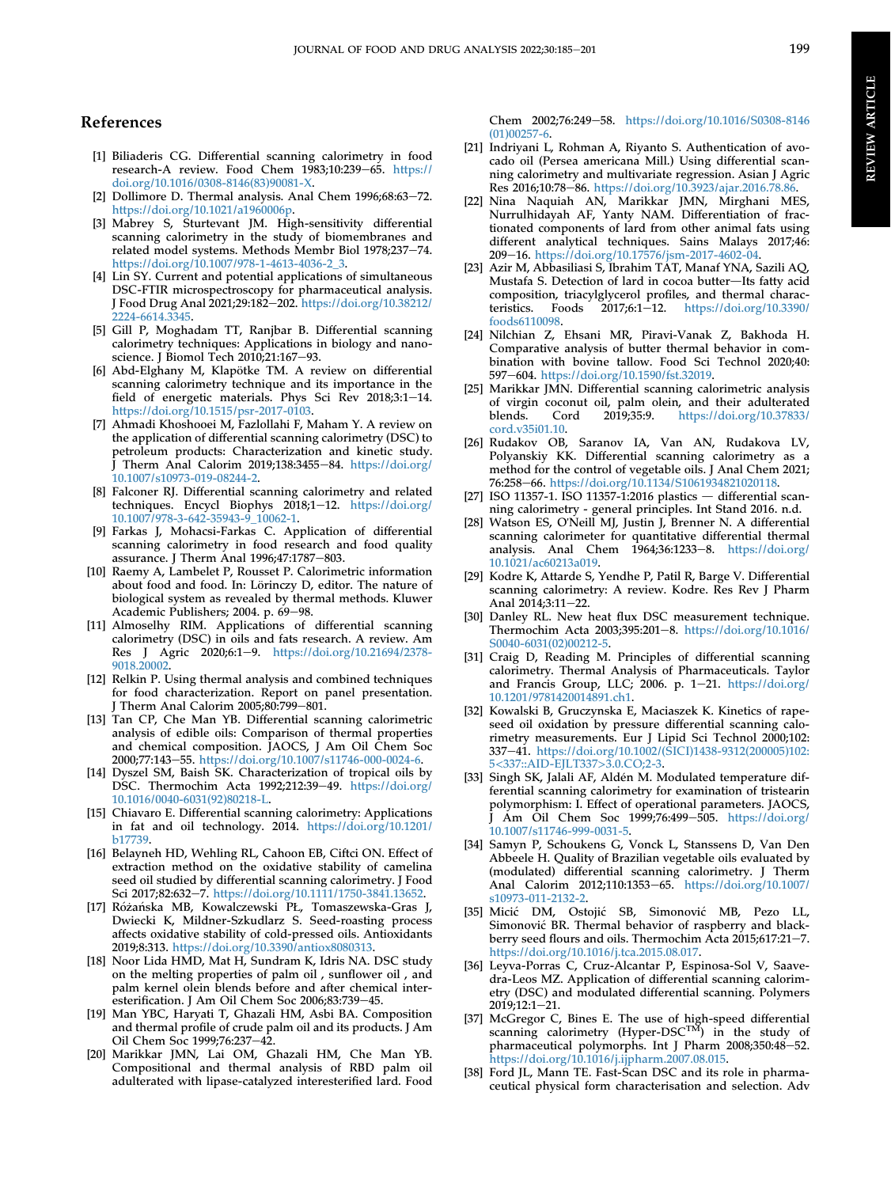## References

[1] Biliaderis CG. Differential scanning calorimetry in food research-A review. Food Chem 1983;10:239–65. https://doi.org/10.1016/0308-8146(83)90081-X.

[2] Dollimore D. Thermal analysis. Anal Chem 1996;68:63–72. https://doi.org/10.1021/a1960006p.

[3] Mabrey S, Sturtevant JM. High-sensitivity differential scanning calorimetry in the study of biomembranes and related model systems. Methods Membr Biol 1978;237–74. https://doi.org/10.1007/978-1-4613-4036-2_3.

[4] Lin SY. Current and potential applications of simultaneous DSC-FTIR microspectroscopy for pharmaceutical analysis. J Food Drug Anal 2021;29:182–202. https://doi.org/10.38212/2224-6614.3345.

[5] Gill P, Moghadam TT, Ranjbar B. Differential scanning calorimetry techniques: Applications in biology and nanoscience. J Biomol Tech 2010;21:167–93.

[6] Abd-Elghany M, Klapötke TM. A review on differential scanning calorimetry technique and its importance in the field of energetic materials. Phys Sci Rev 2018;3:1–14. https://doi.org/10.1515/psr-2017-0103.

[7] Ahmadi Khoshooei M, Fazlollahi F, Maham Y. A review on the application of differential scanning calorimetry (DSC) to petroleum products: Characterization and kinetic study. J Therm Anal Calorim 2019;138:3455–84. https://doi.org/10.1007/s10973-019-08244-2.

[8] Falconer RJ. Differential scanning calorimetry and related techniques. Encycl Biophys 2018;1–12. https://doi.org/10.1007/978-3-642-35943-9_10062-1.

[9] Farkas J, Mohacsi-Farkas C. Application of differential scanning calorimetry in food research and food quality assurance. J Therm Anal 1996;47:1787–803.

[10] Raemy A, Lambelet P, Rousset P. Calorimetric information about food and food. In: Lörinczy D, editor. The nature of biological system as revealed by thermal methods. Kluwer Academic Publishers; 2004. p. 69–98.

[11] Almoselhy RIM. Applications of differential scanning calorimetry (DSC) in oils and fats research. A review. Am Res J Agric 2020;6:1–9. https://doi.org/10.21694/2378-9018.20002.

[12] Relkin P. Using thermal analysis and combined techniques for food characterization. Report on panel presentation. J Therm Anal Calorim 2005;80:799–801.

[13] Tan CP, Che Man YB. Differential scanning calorimetric analysis of edible oils: Comparison of thermal properties and chemical composition. JAOCS, J Am Oil Chem Soc 2000;77:143–55. https://doi.org/10.1007/s11746-000-0024-6.

[14] Dyszel SM, Baish SK. Characterization of tropical oils by DSC. Thermochim Acta 1992;212:39–49. https://doi.org/10.1016/0040-6031(92)80218-L.

[15] Chiavaro E. Differential scanning calorimetry: Applications in fat and oil technology. 2014. https://doi.org/10.1201/b17739.

[16] Belayneh HD, Wehling RL, Cahoon EB, Ciftci ON. Effect of extraction method on the oxidative stability of camelina seed oil studied by differential scanning calorimetry. J Food Sci 2017;82:632–7. https://doi.org/10.1111/1750-3841.13652.

[17] Różańska MB, Kowalczewski PŁ, Tomaszewska-Gras J, Dwiecki K, Mildner-Szkudlarz S. Seed-roasting process affects oxidative stability of cold-pressed oils. Antioxidants 2019;8:313. https://doi.org/10.3390/antiox8080313.

[18] Noor Lida HMD, Mat H, Sundram K, Idris NA. DSC study on the melting properties of palm oil , sunflower oil , and palm kernel olein blends before and after chemical interesterification. J Am Oil Chem Soc 2006;83:739–45.

[19] Man YBC, Haryati T, Ghazali HM, Asbi BA. Composition and thermal profile of crude palm oil and its products. J Am Oil Chem Soc 1999;76:237–42.

[20] Marikkar JMN, Lai OM, Ghazali HM, Che Man YB. Compositional and thermal analysis of RBD palm oil adulterated with lipase-catalyzed interesterified lard. Food Chem 2002;76:249–58. https://doi.org/10.1016/S0308-8146(01)00257-6.

[21] Indriyani L, Rohman A, Riyanto S. Authentication of avocado oil (Persea americana Mill.) Using differential scanning calorimetry and multivariate regression. Asian J Agric Res 2016;10:78–86. https://doi.org/10.3923/ajar.2016.78.86.

[22] Nina Naquiah AN, Marikkar JMN, Mirghani MES, Nurrulhidayah AF, Yanty NAM. Differentiation of fractionated components of lard from other animal fats using different analytical techniques. Sains Malays 2017;46:209–16. https://doi.org/10.17576/jsm-2017-4602-04.

[23] Azir M, Abbasiliasi S, Ibrahim TAT, Manaf YNA, Sazili AQ, Mustafa S. Detection of lard in cocoa butter—Its fatty acid composition, triacylglycerol profiles, and thermal characteristics. Foods 2017;6:1–12. https://doi.org/10.3390/foods6110098.

[24] Nilchian Z, Ehsani MR, Piravi-Vanak Z, Bakhoda H. Comparative analysis of butter thermal behavior in combination with bovine tallow. Food Sci Technol 2020;40:597–604. https://doi.org/10.1590/fst.32019.

[25] Marikkar JMN. Differential scanning calorimetric analysis of virgin coconut oil, palm olein, and their adulterated blends. Cord 2019;35:9. https://doi.org/10.37833/cord.v35i01.10.

[26] Rudakov OB, Saranov IA, Van AN, Rudakova LV, Polyanskiy KK. Differential scanning calorimetry as a method for the control of vegetable oils. J Anal Chem 2021;76:258–66. https://doi.org/10.1134/S1061934821020118.

[27] ISO 11357-1. ISO 11357-1:2016 plastics — differential scanning calorimetry - general principles. Int Stand 2016. n.d.

[28] Watson ES, O'Neill MJ, Justin J, Brenner N. A differential scanning calorimeter for quantitative differential thermal analysis. Anal Chem 1964;36:1233–8. https://doi.org/10.1021/ac60213a019.

[29] Kodre K, Attarde S, Yendhe P, Patil R, Barge V. Differential scanning calorimetry: A review. Kodre. Res Rev J Pharm Anal 2014;3:11–22.

[30] Danley RL. New heat flux DSC measurement technique. Thermochim Acta 2003;395:201–8. https://doi.org/10.1016/S0040-6031(02)00212-5.

[31] Craig D, Reading M. Principles of differential scanning calorimetry. Thermal Analysis of Pharmaceuticals. Taylor and Francis Group, LLC; 2006. p. 1–21. https://doi.org/10.1201/9781420014891.ch1.

[32] Kowalski B, Gruczynska E, Maciaszek K. Kinetics of rapeseed oil oxidation by pressure differential scanning calorimetry measurements. Eur J Lipid Sci Technol 2000;102:337–41. https://doi.org/10.1002/(SICI)1438-9312(200005)102:5<337::AID-EJLT337>3.0.CO;2-3.

[33] Singh SK, Jalali AF, Aldén M. Modulated temperature differential scanning calorimetry for examination of tristearin polymorphism: I. Effect of operational parameters. JAOCS, J Am Oil Chem Soc 1999;76:499–505. https://doi.org/10.1007/s11746-999-0031-5.

[34] Samyn P, Schoukens G, Vonck L, Stanssens D, Van Den Abbeele H. Quality of Brazilian vegetable oils evaluated by (modulated) differential scanning calorimetry. J Therm Anal Calorim 2012;110:1353–65. https://doi.org/10.1007/s10973-011-2132-2.

[35] Micić DM, Ostojić SB, Simonović MB, Pezo LL, Simonović BR. Thermal behavior of raspberry and blackberry seed flours and oils. Thermochim Acta 2015;617:21–7. https://doi.org/10.1016/j.tca.2015.08.017.

[36] Leyva-Porras C, Cruz-Alcantar P, Espinosa-Sol V, Saavedra-Leos MZ. Application of differential scanning calorimetry (DSC) and modulated differential scanning. Polymers 2019;12:1–21.

[37] McGregor C, Bines E. The use of high-speed differential scanning calorimetry (Hyper-DSC™) in the study of pharmaceutical polymorphs. Int J Pharm 2008;350:48–52. https://doi.org/10.1016/j.ijpharm.2007.08.015.

[38] Ford JL, Mann TE. Fast-Scan DSC and its role in pharmaceutical physical form characterisation and selection. Adv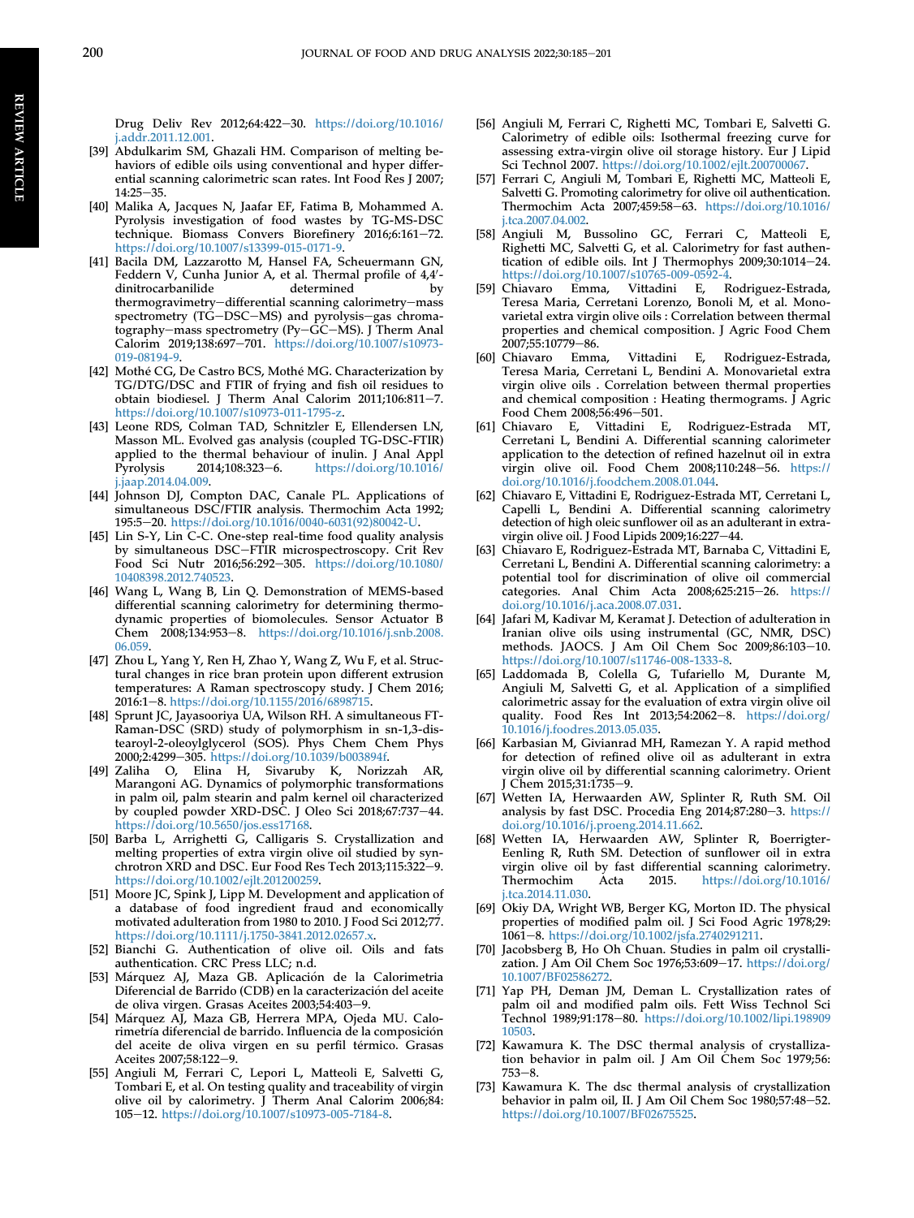Drug Deliv Rev 2012;64:422–30. https://doi.org/10.1016/j.addr.2011.12.001.

[39] Abdulkarim SM, Ghazali HM. Comparison of melting behaviors of edible oils using conventional and hyper differential scanning calorimetric scan rates. Int Food Res J 2007;14:25–35.

[40] Malika A, Jacques N, Jaafar EF, Fatima B, Mohammed A. Pyrolysis investigation of food wastes by TG-MS-DSC technique. Biomass Convers Biorefinery 2016;6:161–72. https://doi.org/10.1007/s13399-015-0171-9.

[41] Bacila DM, Lazzarotto M, Hansel FA, Scheuermann GN, Feddern V, Cunha Junior A, et al. Thermal profile of 4,4′-dinitrocarbanilide determined by thermogravimetry–differential scanning calorimetry–mass spectrometry (TG–DSC–MS) and pyrolysis–gas chromatography–mass spectrometry (Py–GC–MS). J Therm Anal Calorim 2019;138:697–701. https://doi.org/10.1007/s10973-019-08194-9.

[42] Mothé CG, De Castro BCS, Mothé MG. Characterization by TG/DTG/DSC and FTIR of frying and fish oil residues to obtain biodiesel. J Therm Anal Calorim 2011;106:811–7. https://doi.org/10.1007/s10973-011-1795-z.

[43] Leone RDS, Colman TAD, Schnitzler E, Ellendersen LN, Masson ML. Evolved gas analysis (coupled TG-DSC-FTIR) applied to the thermal behaviour of inulin. J Anal Appl Pyrolysis 2014;108:323–6. https://doi.org/10.1016/j.jaap.2014.04.009.

[44] Johnson DJ, Compton DAC, Canale PL. Applications of simultaneous DSC/FTIR analysis. Thermochim Acta 1992;195:5–20. https://doi.org/10.1016/0040-6031(92)80042-U.

[45] Lin S-Y, Lin C-C. One-step real-time food quality analysis by simultaneous DSC–FTIR microspectroscopy. Crit Rev Food Sci Nutr 2016;56:292–305. https://doi.org/10.1080/10408398.2012.740523.

[46] Wang L, Wang B, Lin Q. Demonstration of MEMS-based differential scanning calorimetry for determining thermodynamic properties of biomolecules. Sensor Actuator B Chem 2008;134:953–8. https://doi.org/10.1016/j.snb.2008.06.059.

[47] Zhou L, Yang Y, Ren H, Zhao Y, Wang Z, Wu F, et al. Structural changes in rice bran protein upon different extrusion temperatures: A Raman spectroscopy study. J Chem 2016;2016:1–8. https://doi.org/10.1155/2016/6898715.

[48] Sprunt JC, Jayasooriya UA, Wilson RH. A simultaneous FT-Raman-DSC (SRD) study of polymorphism in sn-1,3-distearoyl-2-oleoylglycerol (SOS). Phys Chem Chem Phys 2000;2:4299–305. https://doi.org/10.1039/b003894f.

[49] Zaliha O, Elina H, Sivaruby K, Norizzah AR, Marangoni AG. Dynamics of polymorphic transformations in palm oil, palm stearin and palm kernel oil characterized by coupled powder XRD-DSC. J Oleo Sci 2018;67:737–44. https://doi.org/10.5650/jos.ess17168.

[50] Barba L, Arrighetti G, Calligaris S. Crystallization and melting properties of extra virgin olive oil studied by synchrotron XRD and DSC. Eur Food Res Tech 2013;115:322–9. https://doi.org/10.1002/ejlt.201200259.

[51] Moore JC, Spink J, Lipp M. Development and application of a database of food ingredient fraud and economically motivated adulteration from 1980 to 2010. J Food Sci 2012;77. https://doi.org/10.1111/j.1750-3841.2012.02657.x.

[52] Bianchi G. Authentication of olive oil. Oils and fats authentication. CRC Press LLC; n.d.

[53] Márquez AJ, Maza GB. Aplicación de la Calorimetria Diferencial de Barrido (CDB) en la caracterización del aceite de oliva virgen. Grasas Aceites 2003;54:403–9.

[54] Márquez AJ, Maza GB, Herrera MPA, Ojeda MU. Calorimetría diferencial de barrido. Influencia de la composición del aceite de oliva virgen en su perfil térmico. Grasas Aceites 2007;58:122–9.

[55] Angiuli M, Ferrari C, Lepori L, Matteoli E, Salvetti G, Tombari E, et al. On testing quality and traceability of virgin olive oil by calorimetry. J Therm Anal Calorim 2006;84:105–12. https://doi.org/10.1007/s10973-005-7184-8.

[56] Angiuli M, Ferrari C, Righetti MC, Tombari E, Salvetti G. Calorimetry of edible oils: Isothermal freezing curve for assessing extra-virgin olive oil storage history. Eur J Lipid Sci Technol 2007. https://doi.org/10.1002/ejlt.200700067.

[57] Ferrari C, Angiuli M, Tombari E, Righetti MC, Matteoli E, Salvetti G. Promoting calorimetry for olive oil authentication. Thermochim Acta 2007;459:58–63. https://doi.org/10.1016/j.tca.2007.04.002.

[58] Angiuli M, Bussolino GC, Ferrari C, Matteoli E, Righetti MC, Salvetti G, et al. Calorimetry for fast authentication of edible oils. Int J Thermophys 2009;30:1014–24. https://doi.org/10.1007/s10765-009-0592-4.

[59] Chiavaro Emma, Vittadini E, Rodriguez-Estrada, Teresa Maria, Cerretani Lorenzo, Bonoli M, et al. Monovarietal extra virgin olive oils : Correlation between thermal properties and chemical composition. J Agric Food Chem 2007;55:10779–86.

[60] Chiavaro Emma, Vittadini E, Rodriguez-Estrada, Teresa Maria, Cerretani L, Bendini A. Monovarietal extra virgin olive oils . Correlation between thermal properties and chemical composition : Heating thermograms. J Agric Food Chem 2008;56:496–501.

[61] Chiavaro E, Vittadini E, Rodriguez-Estrada MT, Cerretani L, Bendini A. Differential scanning calorimeter application to the detection of refined hazelnut oil in extra virgin olive oil. Food Chem 2008;110:248–56. https://doi.org/10.1016/j.foodchem.2008.01.044.

[62] Chiavaro E, Vittadini E, Rodriguez-Estrada MT, Cerretani L, Capelli L, Bendini A. Differential scanning calorimetry detection of high oleic sunflower oil as an adulterant in extra-virgin olive oil. J Food Lipids 2009;16:227–44.

[63] Chiavaro E, Rodriguez-Estrada MT, Barnaba C, Vittadini E, Cerretani L, Bendini A. Differential scanning calorimetry: a potential tool for discrimination of olive oil commercial categories. Anal Chim Acta 2008;625:215–26. https://doi.org/10.1016/j.aca.2008.07.031.

[64] Jafari M, Kadivar M, Keramat J. Detection of adulteration in Iranian olive oils using instrumental (GC, NMR, DSC) methods. JAOCS. J Am Oil Chem Soc 2009;86:103–10. https://doi.org/10.1007/s11746-008-1333-8.

[65] Laddomada B, Colella G, Tufariello M, Durante M, Angiuli M, Salvetti G, et al. Application of a simplified calorimetric assay for the evaluation of extra virgin olive oil quality. Food Res Int 2013;54:2062–8. https://doi.org/10.1016/j.foodres.2013.05.035.

[66] Karbasian M, Givianrad MH, Ramezan Y. A rapid method for detection of refined olive oil as adulterant in extra virgin olive oil by differential scanning calorimetry. Orient J Chem 2015;31:1735–9.

[67] Wetten IA, Herwaarden AW, Splinter R, Ruth SM. Oil analysis by fast DSC. Procedia Eng 2014;87:280–3. https://doi.org/10.1016/j.proeng.2014.11.662.

[68] Wetten IA, Herwaarden AW, Splinter R, Boerrigter-Eenling R, Ruth SM. Detection of sunflower oil in extra virgin olive oil by fast differential scanning calorimetry. Thermochim Acta 2015. https://doi.org/10.1016/j.tca.2014.11.030.

[69] Okiy DA, Wright WB, Berger KG, Morton ID. The physical properties of modified palm oil. J Sci Food Agric 1978;29:1061–8. https://doi.org/10.1002/jsfa.2740291211.

[70] Jacobsberg B, Ho Oh Chuan. Studies in palm oil crystallization. J Am Oil Chem Soc 1976;53:609–17. https://doi.org/10.1007/BF02586272.

[71] Yap PH, Deman JM, Deman L. Crystallization rates of palm oil and modified palm oils. Fett Wiss Technol Sci Technol 1989;91:178–80. https://doi.org/10.1002/lipi.19890910503.

[72] Kawamura K. The DSC thermal analysis of crystallization behavior in palm oil. J Am Oil Chem Soc 1979;56:753–8.

[73] Kawamura K. The dsc thermal analysis of crystallization behavior in palm oil, II. J Am Oil Chem Soc 1980;57:48–52. https://doi.org/10.1007/BF02675525.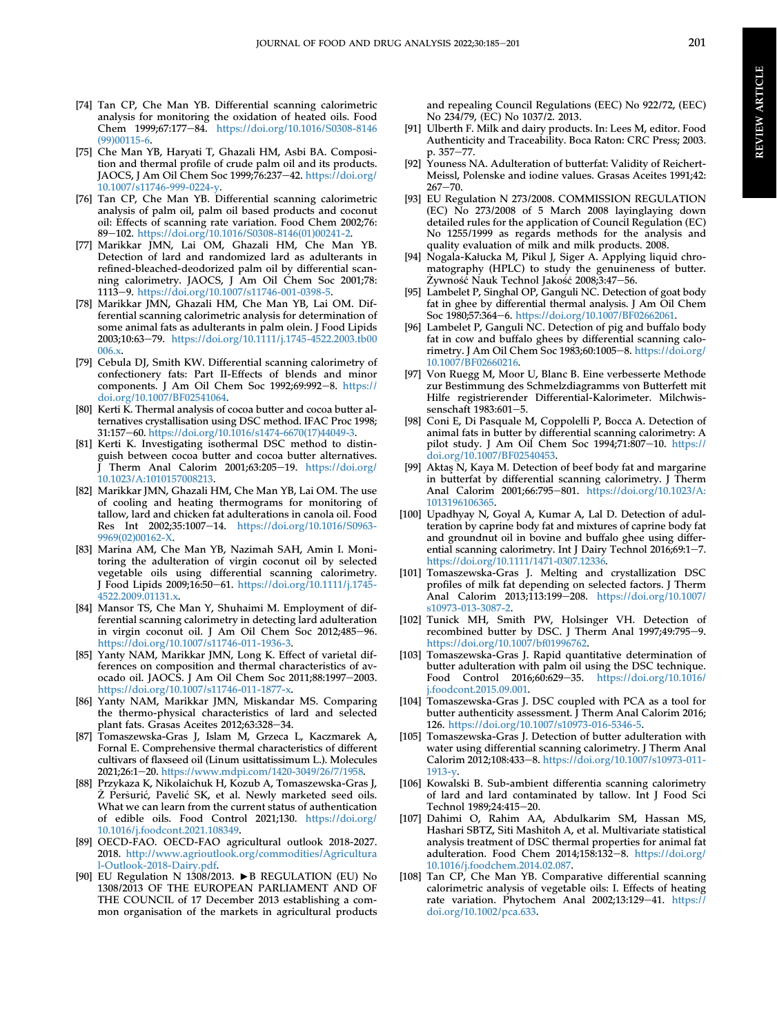[74] Tan CP, Che Man YB. Differential scanning calorimetric analysis for monitoring the oxidation of heated oils. Food Chem 1999;67:177–84. https://doi.org/10.1016/S0308-8146(99)00115-6.

[75] Che Man YB, Haryati T, Ghazali HM, Asbi BA. Composition and thermal profile of crude palm oil and its products. JAOCS, J Am Oil Chem Soc 1999;76:237–42. https://doi.org/10.1007/s11746-999-0224-y.

[76] Tan CP, Che Man YB. Differential scanning calorimetric analysis of palm oil, palm oil based products and coconut oil: Effects of scanning rate variation. Food Chem 2002;76: 89–102. https://doi.org/10.1016/S0308-8146(01)00241-2.

[77] Marikkar JMN, Lai OM, Ghazali HM, Che Man YB. Detection of lard and randomized lard as adulterants in refined-bleached-deodorized palm oil by differential scanning calorimetry. JAOCS, J Am Oil Chem Soc 2001;78: 1113–9. https://doi.org/10.1007/s11746-001-0398-5.

[78] Marikkar JMN, Ghazali HM, Che Man YB, Lai OM. Differential scanning calorimetric analysis for determination of some animal fats as adulterants in palm olein. J Food Lipids 2003;10:63–79. https://doi.org/10.1111/j.1745-4522.2003.tb00006.x.

[79] Cebula DJ, Smith KW. Differential scanning calorimetry of confectionery fats: Part II-Effects of blends and minor components. J Am Oil Chem Soc 1992;69:992–8. https://doi.org/10.1007/BF02541064.

[80] Kerti K. Thermal analysis of cocoa butter and cocoa butter alternatives crystallisation using DSC method. IFAC Proc 1998; 31:157–60. https://doi.org/10.1016/s1474-6670(17)44049-3.

[81] Kerti K. Investigating isothermal DSC method to distinguish between cocoa butter and cocoa butter alternatives. J Therm Anal Calorim 2001;63:205–19. https://doi.org/10.1023/A:1010157008213.

[82] Marikkar JMN, Ghazali HM, Che Man YB, Lai OM. The use of cooling and heating thermograms for monitoring of tallow, lard and chicken fat adulterations in canola oil. Food Res Int 2002;35:1007–14. https://doi.org/10.1016/S0963-9969(02)00162-X.

[83] Marina AM, Che Man YB, Nazimah SAH, Amin I. Monitoring the adulteration of virgin coconut oil by selected vegetable oils using differential scanning calorimetry. J Food Lipids 2009;16:50–61. https://doi.org/10.1111/j.1745-4522.2009.01131.x.

[84] Mansor TS, Che Man Y, Shuhaimi M. Employment of differential scanning calorimetry in detecting lard adulteration in virgin coconut oil. J Am Oil Chem Soc 2012;485–96. https://doi.org/10.1007/s11746-011-1936-3.

[85] Yanty NAM, Marikkar JMN, Long K. Effect of varietal differences on composition and thermal characteristics of avocado oil. JAOCS. J Am Oil Chem Soc 2011;88:1997–2003. https://doi.org/10.1007/s11746-011-1877-x.

[86] Yanty NAM, Marikkar JMN, Miskandar MS. Comparing the thermo-physical characteristics of lard and selected plant fats. Grasas Aceites 2012;63:328–34.

[87] Tomaszewska-Gras J, Islam M, Grzeca L, Kaczmarek A, Fornal E. Comprehensive thermal characteristics of different cultivars of flaxseed oil (Linum usittatissimum L.). Molecules 2021;26:1–20. https://www.mdpi.com/1420-3049/26/7/1958.

[88] Przykaza K, Nikolaichuk H, Kozub A, Tomaszewska-Gras J, Ž Peršurić, Pavelić SK, et al. Newly marketed seed oils. What we can learn from the current status of authentication of edible oils. Food Control 2021;130. https://doi.org/10.1016/j.foodcont.2021.108349.

[89] OECD-FAO. OECD-FAO agricultural outlook 2018-2027. 2018. http://www.agrioutlook.org/commodities/Agricultural-Outlook-2018-Dairy.pdf.

[90] EU Regulation N 1308/2013. ►B REGULATION (EU) No 1308/2013 OF THE EUROPEAN PARLIAMENT AND OF THE COUNCIL of 17 December 2013 establishing a common organisation of the markets in agricultural products and repealing Council Regulations (EEC) No 922/72, (EEC) No 234/79, (EC) No 1037/2. 2013.

[91] Ulberth F. Milk and dairy products. In: Lees M, editor. Food Authenticity and Traceability. Boca Raton: CRC Press; 2003. p. 357–77.

[92] Youness NA. Adulteration of butterfat: Validity of Reichert-Meissl, Polenske and iodine values. Grasas Aceites 1991;42: 267–70.

[93] EU Regulation N 273/2008. COMMISSION REGULATION (EC) No 273/2008 of 5 March 2008 layinglaying down detailed rules for the application of Council Regulation (EC) No 1255/1999 as regards methods for the analysis and quality evaluation of milk and milk products. 2008.

[94] Nogala-Kałucka M, Pikul J, Siger A. Applying liquid chromatography (HPLC) to study the genuineness of butter. Żywność Nauk Technol Jakość 2008;3:47–56.

[95] Lambelet P, Singhal OP, Ganguli NC. Detection of goat body fat in ghee by differential thermal analysis. J Am Oil Chem Soc 1980;57:364–6. https://doi.org/10.1007/BF02662061.

[96] Lambelet P, Ganguli NC. Detection of pig and buffalo body fat in cow and buffalo ghees by differential scanning calorimetry. J Am Oil Chem Soc 1983;60:1005–8. https://doi.org/10.1007/BF02660216.

[97] Von Ruegg M, Moor U, Blanc B. Eine verbesserte Methode zur Bestimmung des Schmelzdiagramms von Butterfett mit Hilfe registrierender Differential-Kalorimeter. Milchwissenschaft 1983:601–5.

[98] Coni E, Di Pasquale M, Coppolelli P, Bocca A. Detection of animal fats in butter by differential scanning calorimetry: A pilot study. J Am Oil Chem Soc 1994;71:807–10. https://doi.org/10.1007/BF02540453.

[99] Aktaş N, Kaya M. Detection of beef body fat and margarine in butterfat by differential scanning calorimetry. J Therm Anal Calorim 2001;66:795–801. https://doi.org/10.1023/A:1013196106365.

[100] Upadhyay N, Goyal A, Kumar A, Lal D. Detection of adulteration by caprine body fat and mixtures of caprine body fat and groundnut oil in bovine and buffalo ghee using differential scanning calorimetry. Int J Dairy Technol 2016;69:1–7. https://doi.org/10.1111/1471-0307.12336.

[101] Tomaszewska-Gras J. Melting and crystallization DSC profiles of milk fat depending on selected factors. J Therm Anal Calorim 2013;113:199–208. https://doi.org/10.1007/s10973-013-3087-2.

[102] Tunick MH, Smith PW, Holsinger VH. Detection of recombined butter by DSC. J Therm Anal 1997;49:795–9. https://doi.org/10.1007/bf01996762.

[103] Tomaszewska-Gras J. Rapid quantitative determination of butter adulteration with palm oil using the DSC technique. Food Control 2016;60:629–35. https://doi.org/10.1016/j.foodcont.2015.09.001.

[104] Tomaszewska-Gras J. DSC coupled with PCA as a tool for butter authenticity assessment. J Therm Anal Calorim 2016; 126. https://doi.org/10.1007/s10973-016-5346-5.

[105] Tomaszewska-Gras J. Detection of butter adulteration with water using differential scanning calorimetry. J Therm Anal Calorim 2012;108:433–8. https://doi.org/10.1007/s10973-011-1913-y.

[106] Kowalski B. Sub-ambient differentia scanning calorimetry of lard and lard contaminated by tallow. Int J Food Sci Technol 1989;24:415–20.

[107] Dahimi O, Rahim AA, Abdulkarim SM, Hassan MS, Hashari SBTZ, Siti Mashitoh A, et al. Multivariate statistical analysis treatment of DSC thermal properties for animal fat adulteration. Food Chem 2014;158:132–8. https://doi.org/10.1016/j.foodchem.2014.02.087.

[108] Tan CP, Che Man YB. Comparative differential scanning calorimetric analysis of vegetable oils: I. Effects of heating rate variation. Phytochem Anal 2002;13:129–41. https://doi.org/10.1002/pca.633.